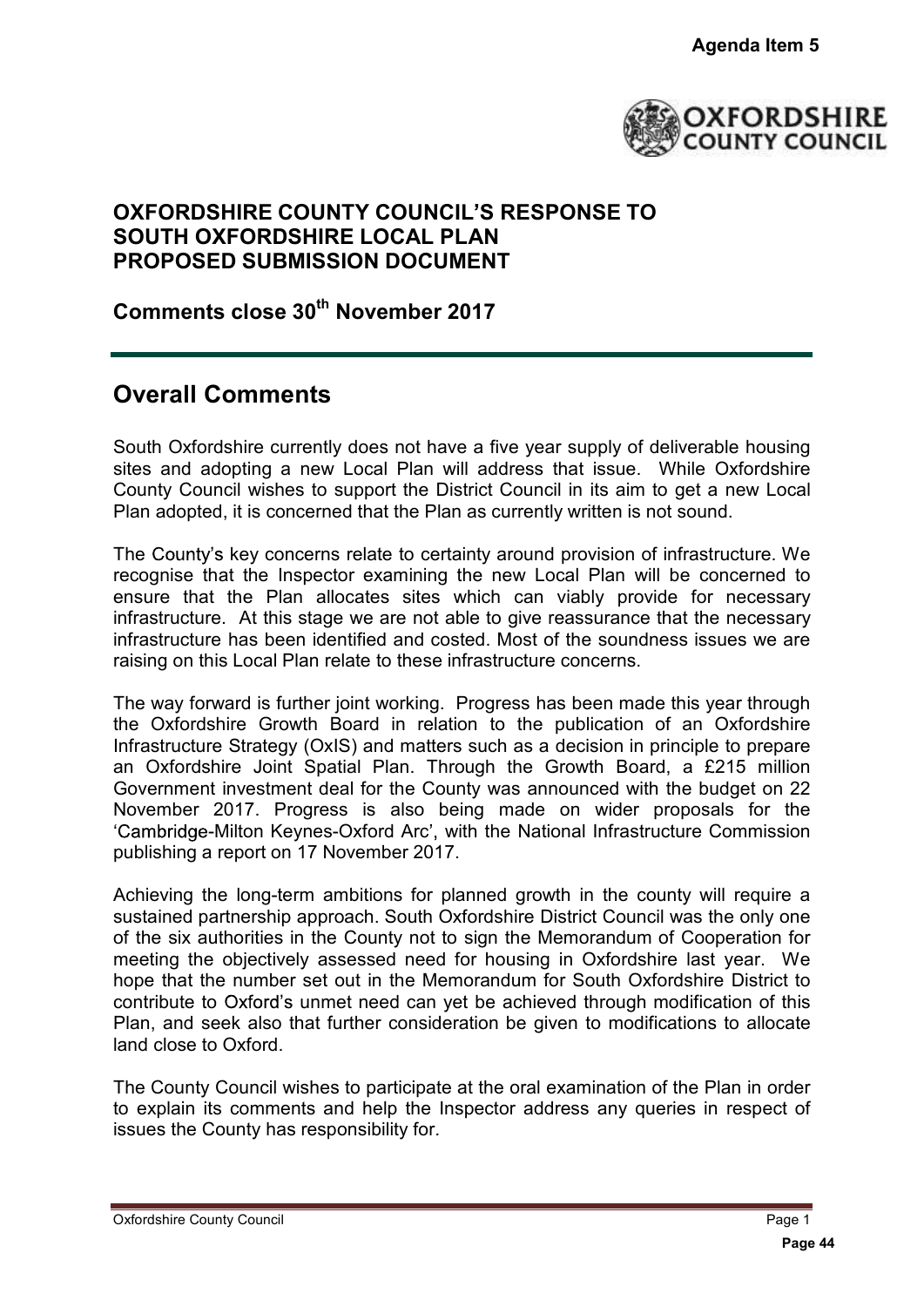Agenda Item 5

# OXFORDSHIRE COUNTY COUNCIL'S RESPONSE TO SOUTH OXFORDSHIRE LOCAL PLAN PROPOSED SUBMISSION DOCUMENT

## Comments close 30th November 2017

## Overall Comments

South Oxfordshire currently does not have a five year supply of deliverable housing sites and adopting a new Local Plan will address that issue. While Oxfordshire County Council wishes to support the District Council in its aim to get a new Local Plan adopted, it is concerned that the Plan as currently written is not sound.

The County's key concerns relate to certainty around provision of infrastructure. We recognise that the Inspector examining the new Local Plan will be concerned to ensure that the Plan allocates sites which can viably provide for necessary infrastructure. At this stage we are not able to give reassurance that the necessary infrastructure has been identified and costed. Most of the soundness issues we are raising on this Local Plan relate to these infrastructure concerns.

The way forward is further joint working. Progress has been made this year through the Oxfordshire Growth Board in relation to the publication of an Oxfordshire Infrastructure Strategy (OxIS) and matters such as a decision in principle to prepare an Oxfordshire Joint Spatial Plan. Through the Growth Board, a £215 million Government investment deal for the County was announced with the budget on 22 November 2017. Progress is also being made on wider proposals for the 'Cambridge-Milton Keynes-Oxford Arc', with the National Infrastructure Commission publishing a report on 17 November 2017.

Achieving the long-term ambitions for planned growth in the county will require a sustained partnership approach. South Oxfordshire District Council was the only one of the six authorities in the County not to sign the Memorandum of Cooperation for meeting the objectively assessed need for housing in Oxfordshire last year. We hope that the number set out in the Memorandum for South Oxfordshire District to contribute to Oxford's unmet need can yet be achieved through modification of this Plan, and seek also that further consideration be given to modifications to allocate land close to Oxford.

The County Council wishes to participate at the oral examination of the Plan in order to explain its comments and help the Inspector address any queries in respect of issues the County has responsibility for.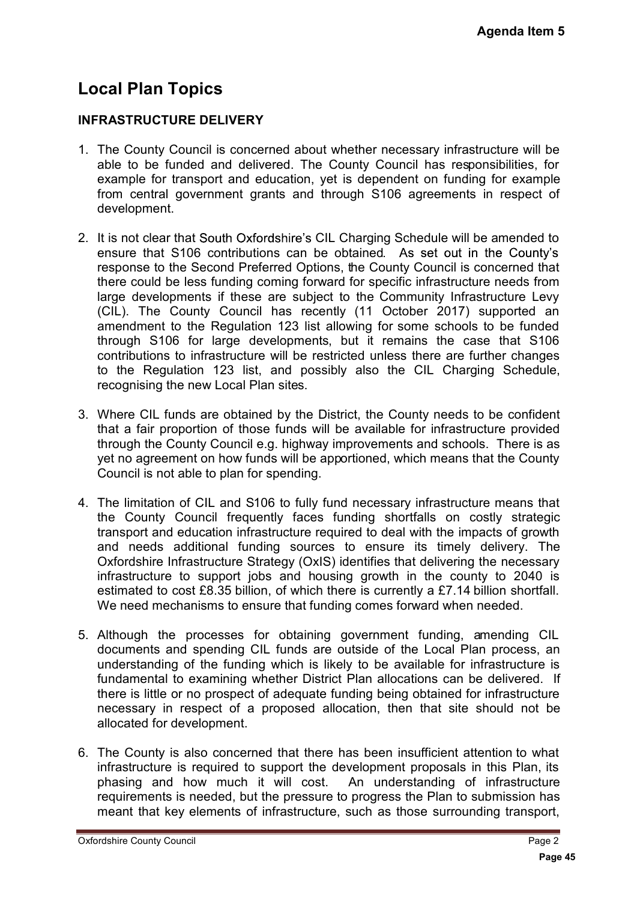# Local Plan Topics

## INFRASTRUCTURE DELIVERY

1. The County Council is concerned about whether necessary infrastructure will be able to be funded and delivered. The County Council has responsibilities, for example for transport and education, yet is dependent on funding for example from central government grants and through S106 agreements in respect of development.

2. It is not clear that South Oxfordshire's CIL Charging Schedule will be amended to ensure that S106 contributions can be obtained. As set out in the County's response to the Second Preferred Options, the County Council is concerned that there could be less funding coming forward for specific infrastructure needs from large developments if these are subject to the Community Infrastructure Levy (CIL). The County Council has recently (11 October 2017) supported an amendment to the Regulation 123 list allowing for some schools to be funded through S106 for large developments, but it remains the case that S106 contributions to infrastructure will be restricted unless there are further changes to the Regulation 123 list, and possibly also the CIL Charging Schedule, recognising the new Local Plan sites.

3. Where CIL funds are obtained by the District, the County needs to be confident that a fair proportion of those funds will be available for infrastructure provided through the County Council e.g. highway improvements and schools. There is as yet no agreement on how funds will be apportioned, which means that the County Council is not able to plan for spending.

4. The limitation of CIL and S106 to fully fund necessary infrastructure means that the County Council frequently faces funding shortfalls on costly strategic transport and education infrastructure required to deal with the impacts of growth and needs additional funding sources to ensure its timely delivery. The Oxfordshire Infrastructure Strategy (OxIS) identifies that delivering the necessary infrastructure to support jobs and housing growth in the county to 2040 is estimated to cost £8.35 billion, of which there is currently a £7.14 billion shortfall. We need mechanisms to ensure that funding comes forward when needed.

5. Although the processes for obtaining government funding, amending CIL documents and spending CIL funds are outside of the Local Plan process, an understanding of the funding which is likely to be available for infrastructure is fundamental to examining whether District Plan allocations can be delivered. If there is little or no prospect of adequate funding being obtained for infrastructure necessary in respect of a proposed allocation, then that site should not be allocated for development.

6. The County is also concerned that there has been insufficient attention to what infrastructure is required to support the development proposals in this Plan, its phasing and how much it will cost. An understanding of infrastructure requirements is needed, but the pressure to progress the Plan to submission has meant that key elements of infrastructure, such as those surrounding transport,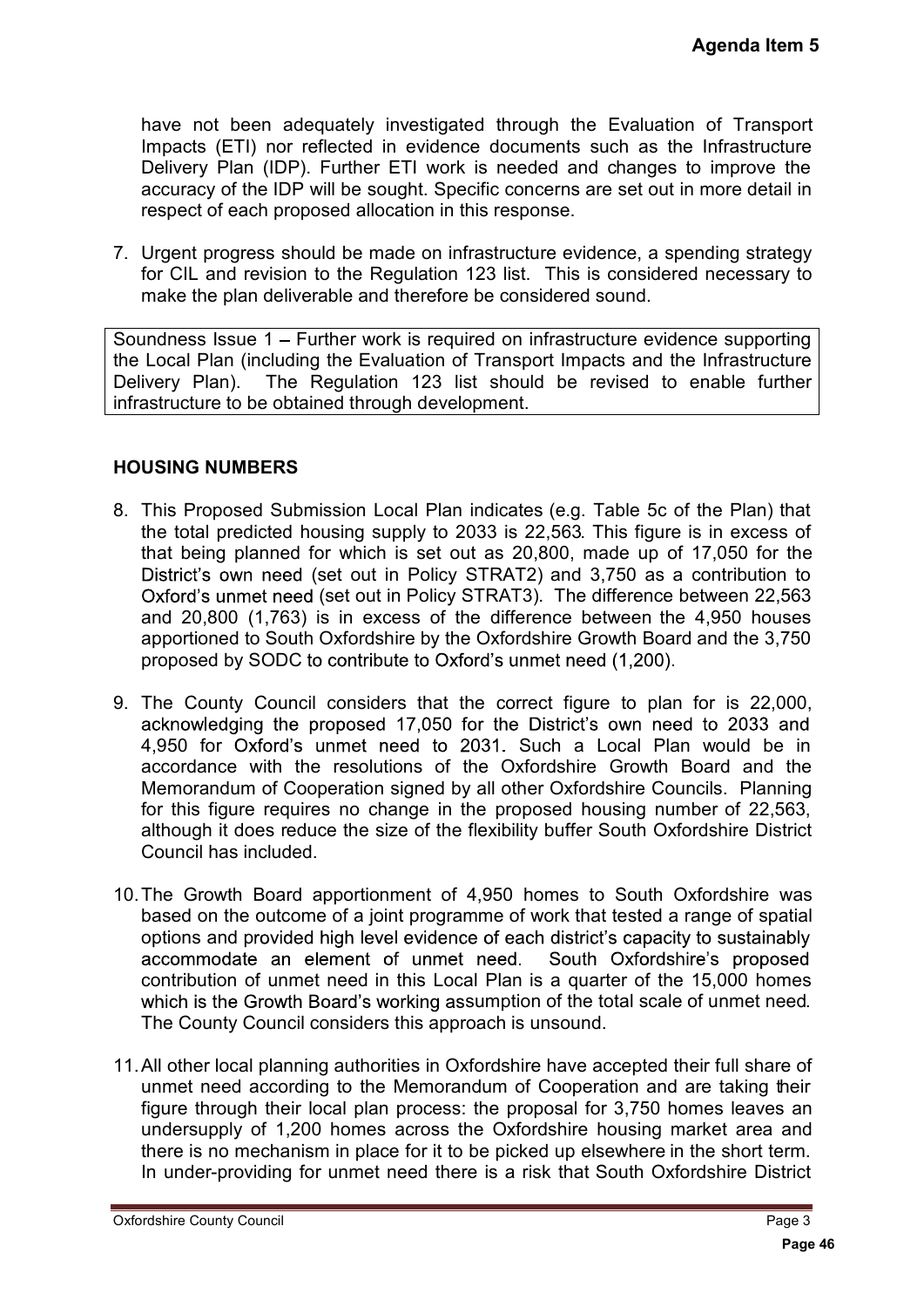have not been adequately investigated through the Evaluation of Transport Impacts (ETI) nor reflected in evidence documents such as the Infrastructure Delivery Plan (IDP). Further ETI work is needed and changes to improve the accuracy of the IDP will be sought. Specific concerns are set out in more detail in respect of each proposed allocation in this response.

7. Urgent progress should be made on infrastructure evidence, a spending strategy for CIL and revision to the Regulation 123 list. This is considered necessary to make the plan deliverable and therefore be considered sound.

| Soundness Issue 1 – Further work is required on infrastructure evidence supporting the Local Plan (including the Evaluation of Transport Impacts and the Infrastructure Delivery Plan). The Regulation 123 list should be revised to enable further infrastructure to be obtained through development. |
|---|

## HOUSING NUMBERS

8. This Proposed Submission Local Plan indicates (e.g. Table 5c of the Plan) that the total predicted housing supply to 2033 is 22,563. This figure is in excess of that being planned for which is set out as 20,800, made up of 17,050 for the District's own need (set out in Policy STRAT2) and 3,750 as a contribution to Oxford's unmet need (set out in Policy STRAT3). The difference between 22,563 and 20,800 (1,763) is in excess of the difference between the 4,950 houses apportioned to South Oxfordshire by the Oxfordshire Growth Board and the 3,750 proposed by SODC to contribute to Oxford's unmet need (1,200).

9. The County Council considers that the correct figure to plan for is 22,000, acknowledging the proposed 17,050 for the District's own need to 2033 and 4,950 for Oxford's unmet need to 2031. Such a Local Plan would be in accordance with the resolutions of the Oxfordshire Growth Board and the Memorandum of Cooperation signed by all other Oxfordshire Councils. Planning for this figure requires no change in the proposed housing number of 22,563, although it does reduce the size of the flexibility buffer South Oxfordshire District Council has included.

10. The Growth Board apportionment of 4,950 homes to South Oxfordshire was based on the outcome of a joint programme of work that tested a range of spatial options and provided high level evidence of each district's capacity to sustainably accommodate an element of unmet need. South Oxfordshire's proposed contribution of unmet need in this Local Plan is a quarter of the 15,000 homes which is the Growth Board's working assumption of the total scale of unmet need. The County Council considers this approach is unsound.

11. All other local planning authorities in Oxfordshire have accepted their full share of unmet need according to the Memorandum of Cooperation and are taking their figure through their local plan process: the proposal for 3,750 homes leaves an undersupply of 1,200 homes across the Oxfordshire housing market area and there is no mechanism in place for it to be picked up elsewhere in the short term. In under-providing for unmet need there is a risk that South Oxfordshire District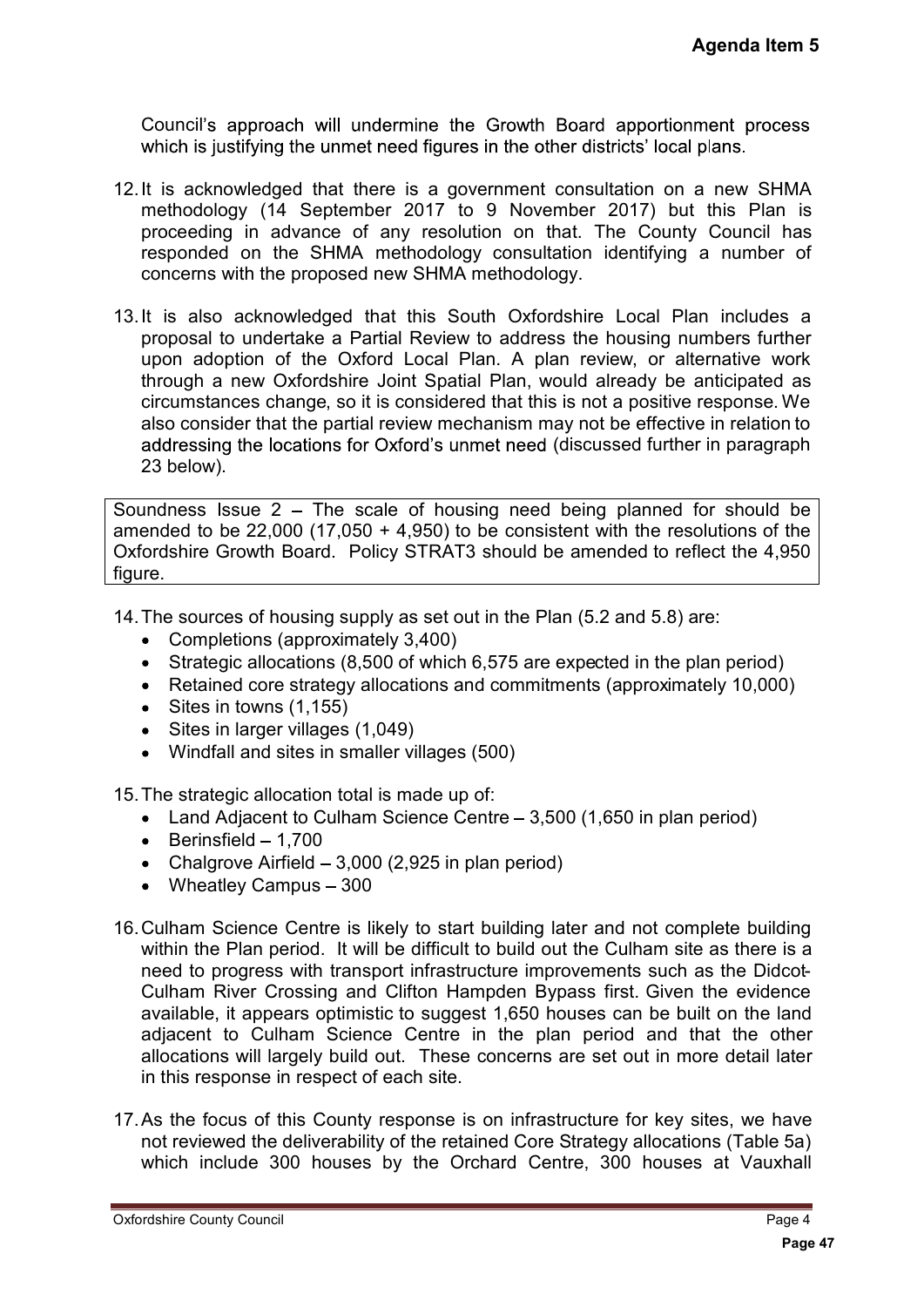Council's approach will undermine the Growth Board apportionment process which is justifying the unmet need figures in the other districts' local plans.

12. It is acknowledged that there is a government consultation on a new SHMA methodology (14 September 2017 to 9 November 2017) but this Plan is proceeding in advance of any resolution on that. The County Council has responded on the SHMA methodology consultation identifying a number of concerns with the proposed new SHMA methodology.

13. It is also acknowledged that this South Oxfordshire Local Plan includes a proposal to undertake a Partial Review to address the housing numbers further upon adoption of the Oxford Local Plan. A plan review, or alternative work through a new Oxfordshire Joint Spatial Plan, would already be anticipated as circumstances change, so it is considered that this is not a positive response. We also consider that the partial review mechanism may not be effective in relation to addressing the locations for Oxford's unmet need (discussed further in paragraph 23 below).

Soundness Issue 2 – The scale of housing need being planned for should be amended to be 22,000 (17,050 + 4,950) to be consistent with the resolutions of the Oxfordshire Growth Board. Policy STRAT3 should be amended to reflect the 4,950 figure.

14. The sources of housing supply as set out in the Plan (5.2 and 5.8) are:
    - Completions (approximately 3,400)
    - Strategic allocations (8,500 of which 6,575 are expected in the plan period)
    - Retained core strategy allocations and commitments (approximately 10,000)
    - Sites in towns (1,155)
    - Sites in larger villages (1,049)
    - Windfall and sites in smaller villages (500)

15. The strategic allocation total is made up of:
    - Land Adjacent to Culham Science Centre – 3,500 (1,650 in plan period)
    - Berinsfield – 1,700
    - Chalgrove Airfield – 3,000 (2,925 in plan period)
    - Wheatley Campus – 300

16. Culham Science Centre is likely to start building later and not complete building within the Plan period. It will be difficult to build out the Culham site as there is a need to progress with transport infrastructure improvements such as the Didcot-Culham River Crossing and Clifton Hampden Bypass first. Given the evidence available, it appears optimistic to suggest 1,650 houses can be built on the land adjacent to Culham Science Centre in the plan period and that the other allocations will largely build out. These concerns are set out in more detail later in this response in respect of each site.

17. As the focus of this County response is on infrastructure for key sites, we have not reviewed the deliverability of the retained Core Strategy allocations (Table 5a) which include 300 houses by the Orchard Centre, 300 houses at Vauxhall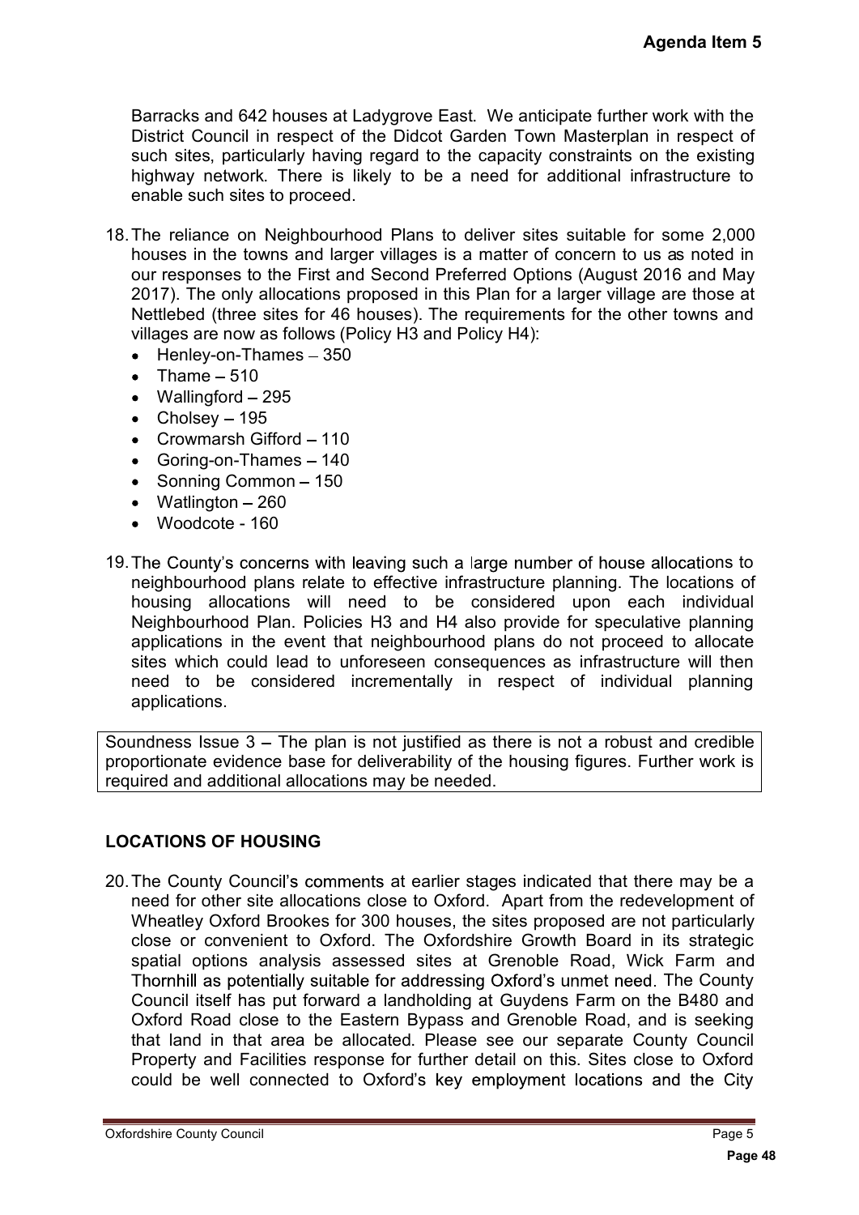Barracks and 642 houses at Ladygrove East. We anticipate further work with the District Council in respect of the Didcot Garden Town Masterplan in respect of such sites, particularly having regard to the capacity constraints on the existing highway network. There is likely to be a need for additional infrastructure to enable such sites to proceed.

18. The reliance on Neighbourhood Plans to deliver sites suitable for some 2,000 houses in the towns and larger villages is a matter of concern to us as noted in our responses to the First and Second Preferred Options (August 2016 and May 2017). The only allocations proposed in this Plan for a larger village are those at Nettlebed (three sites for 46 houses). The requirements for the other towns and villages are now as follows (Policy H3 and Policy H4):
    - Henley-on-Thames – 350
    - Thame – 510
    - Wallingford – 295
    - Cholsey – 195
    - Crowmarsh Gifford – 110
    - Goring-on-Thames – 140
    - Sonning Common – 150
    - Watlington – 260
    - Woodcote - 160

19. The County's concerns with leaving such a large number of house allocations to neighbourhood plans relate to effective infrastructure planning. The locations of housing allocations will need to be considered upon each individual Neighbourhood Plan. Policies H3 and H4 also provide for speculative planning applications in the event that neighbourhood plans do not proceed to allocate sites which could lead to unforeseen consequences as infrastructure will then need to be considered incrementally in respect of individual planning applications.

Soundness Issue 3 – The plan is not justified as there is not a robust and credible proportionate evidence base for deliverability of the housing figures. Further work is required and additional allocations may be needed.

## LOCATIONS OF HOUSING

20. The County Council's comments at earlier stages indicated that there may be a need for other site allocations close to Oxford. Apart from the redevelopment of Wheatley Oxford Brookes for 300 houses, the sites proposed are not particularly close or convenient to Oxford. The Oxfordshire Growth Board in its strategic spatial options analysis assessed sites at Grenoble Road, Wick Farm and Thornhill as potentially suitable for addressing Oxford's unmet need. The County Council itself has put forward a landholding at Guydens Farm on the B480 and Oxford Road close to the Eastern Bypass and Grenoble Road, and is seeking that land in that area be allocated. Please see our separate County Council Property and Facilities response for further detail on this. Sites close to Oxford could be well connected to Oxford's key employment locations and the City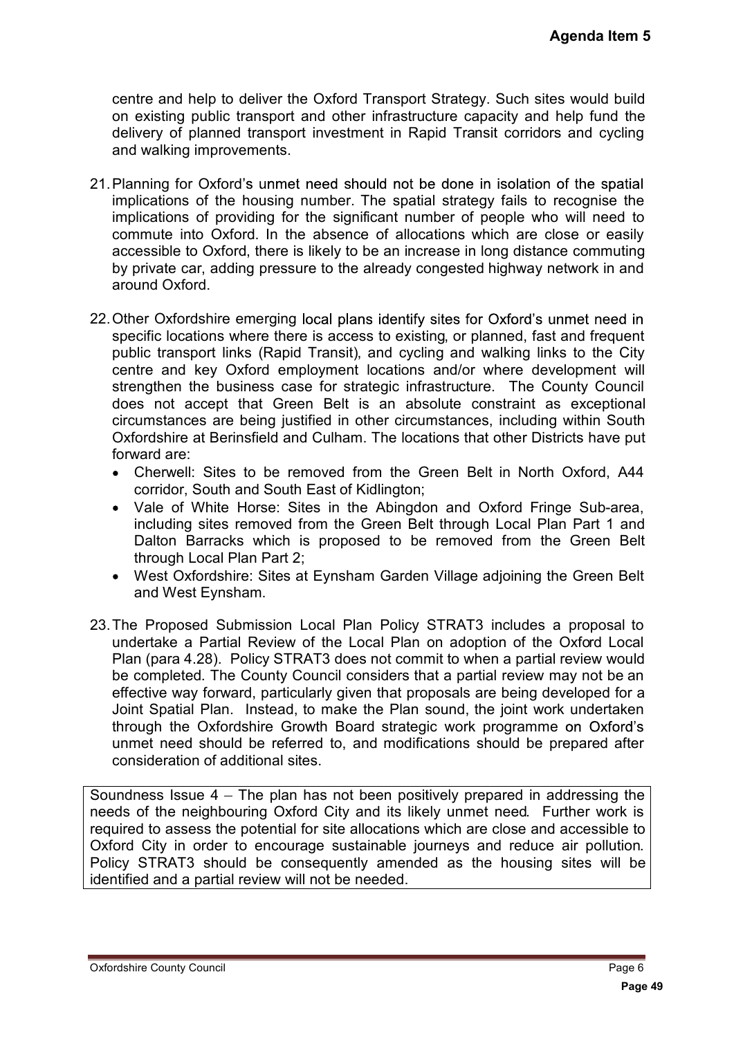centre and help to deliver the Oxford Transport Strategy. Such sites would build on existing public transport and other infrastructure capacity and help fund the delivery of planned transport investment in Rapid Transit corridors and cycling and walking improvements.

21. Planning for Oxford's unmet need should not be done in isolation of the spatial implications of the housing number. The spatial strategy fails to recognise the implications of providing for the significant number of people who will need to commute into Oxford. In the absence of allocations which are close or easily accessible to Oxford, there is likely to be an increase in long distance commuting by private car, adding pressure to the already congested highway network in and around Oxford.

22. Other Oxfordshire emerging local plans identify sites for Oxford's unmet need in specific locations where there is access to existing, or planned, fast and frequent public transport links (Rapid Transit), and cycling and walking links to the City centre and key Oxford employment locations and/or where development will strengthen the business case for strategic infrastructure. The County Council does not accept that Green Belt is an absolute constraint as exceptional circumstances are being justified in other circumstances, including within South Oxfordshire at Berinsfield and Culham. The locations that other Districts have put forward are:
    - Cherwell: Sites to be removed from the Green Belt in North Oxford, A44 corridor, South and South East of Kidlington;
    - Vale of White Horse: Sites in the Abingdon and Oxford Fringe Sub-area, including sites removed from the Green Belt through Local Plan Part 1 and Dalton Barracks which is proposed to be removed from the Green Belt through Local Plan Part 2;
    - West Oxfordshire: Sites at Eynsham Garden Village adjoining the Green Belt and West Eynsham.

23. The Proposed Submission Local Plan Policy STRAT3 includes a proposal to undertake a Partial Review of the Local Plan on adoption of the Oxford Local Plan (para 4.28). Policy STRAT3 does not commit to when a partial review would be completed. The County Council considers that a partial review may not be an effective way forward, particularly given that proposals are being developed for a Joint Spatial Plan. Instead, to make the Plan sound, the joint work undertaken through the Oxfordshire Growth Board strategic work programme on Oxford's unmet need should be referred to, and modifications should be prepared after consideration of additional sites.

Soundness Issue 4 – The plan has not been positively prepared in addressing the needs of the neighbouring Oxford City and its likely unmet need. Further work is required to assess the potential for site allocations which are close and accessible to Oxford City in order to encourage sustainable journeys and reduce air pollution. Policy STRAT3 should be consequently amended as the housing sites will be identified and a partial review will not be needed.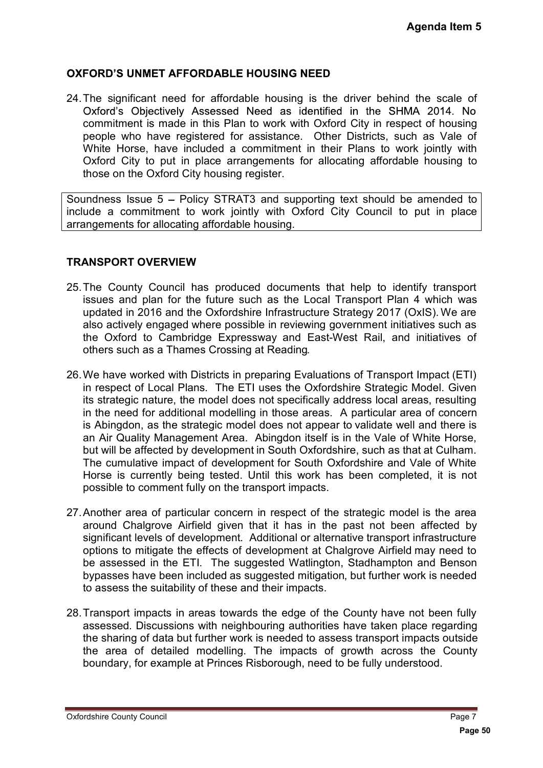## OXFORD'S UNMET AFFORDABLE HOUSING NEED

24. The significant need for affordable housing is the driver behind the scale of Oxford's Objectively Assessed Need as identified in the SHMA 2014. No commitment is made in this Plan to work with Oxford City in respect of housing people who have registered for assistance. Other Districts, such as Vale of White Horse, have included a commitment in their Plans to work jointly with Oxford City to put in place arrangements for allocating affordable housing to those on the Oxford City housing register.

> Soundness Issue 5 – Policy STRAT3 and supporting text should be amended to include a commitment to work jointly with Oxford City Council to put in place arrangements for allocating affordable housing.

## TRANSPORT OVERVIEW

25. The County Council has produced documents that help to identify transport issues and plan for the future such as the Local Transport Plan 4 which was updated in 2016 and the Oxfordshire Infrastructure Strategy 2017 (OxIS). We are also actively engaged where possible in reviewing government initiatives such as the Oxford to Cambridge Expressway and East-West Rail, and initiatives of others such as a Thames Crossing at Reading.

26. We have worked with Districts in preparing Evaluations of Transport Impact (ETI) in respect of Local Plans. The ETI uses the Oxfordshire Strategic Model. Given its strategic nature, the model does not specifically address local areas, resulting in the need for additional modelling in those areas. A particular area of concern is Abingdon, as the strategic model does not appear to validate well and there is an Air Quality Management Area. Abingdon itself is in the Vale of White Horse, but will be affected by development in South Oxfordshire, such as that at Culham. The cumulative impact of development for South Oxfordshire and Vale of White Horse is currently being tested. Until this work has been completed, it is not possible to comment fully on the transport impacts.

27. Another area of particular concern in respect of the strategic model is the area around Chalgrove Airfield given that it has in the past not been affected by significant levels of development. Additional or alternative transport infrastructure options to mitigate the effects of development at Chalgrove Airfield may need to be assessed in the ETI. The suggested Watlington, Stadhampton and Benson bypasses have been included as suggested mitigation, but further work is needed to assess the suitability of these and their impacts.

28. Transport impacts in areas towards the edge of the County have not been fully assessed. Discussions with neighbouring authorities have taken place regarding the sharing of data but further work is needed to assess transport impacts outside the area of detailed modelling. The impacts of growth across the County boundary, for example at Princes Risborough, need to be fully understood.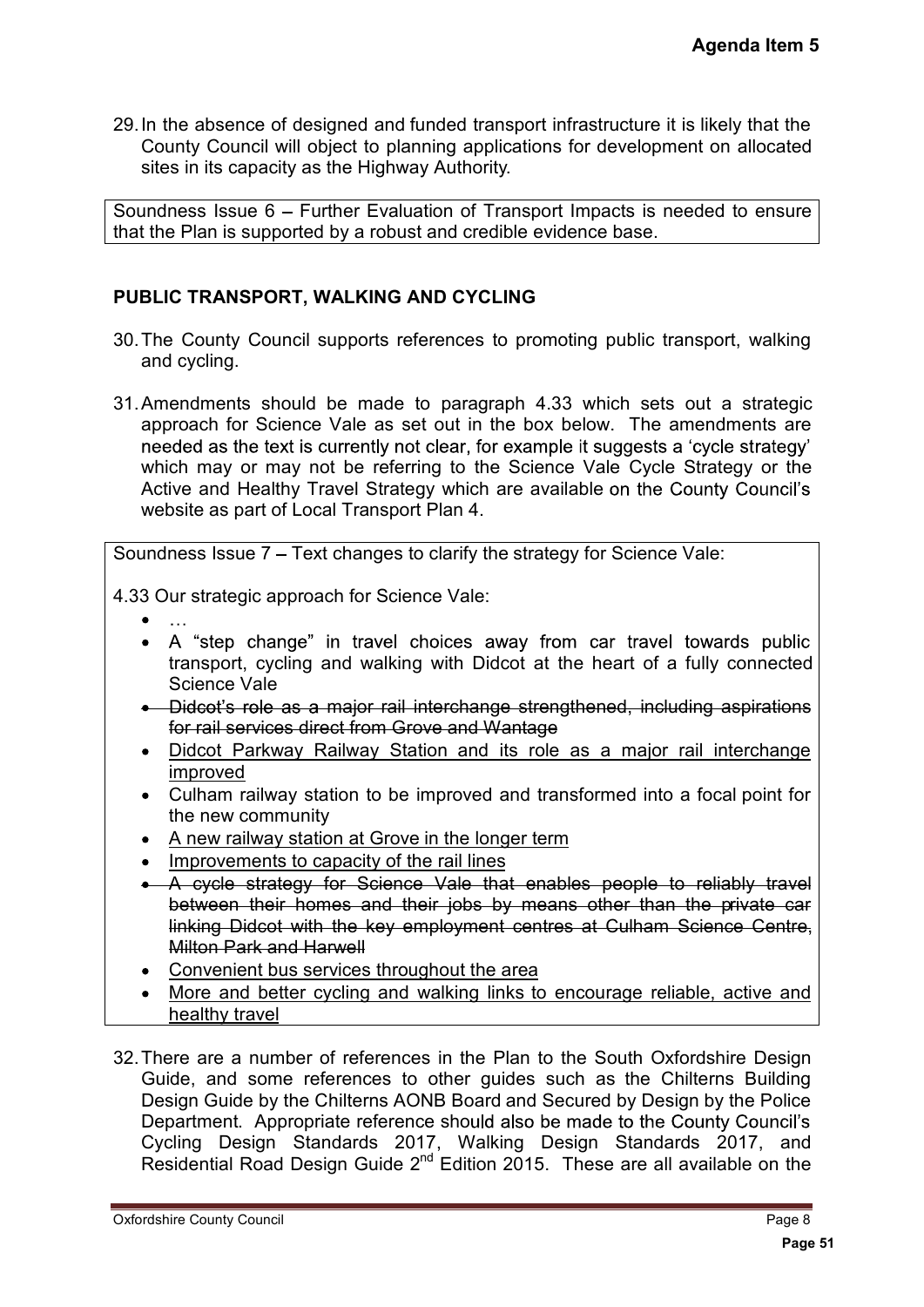29. In the absence of designed and funded transport infrastructure it is likely that the County Council will object to planning applications for development on allocated sites in its capacity as the Highway Authority.

Soundness Issue 6 – Further Evaluation of Transport Impacts is needed to ensure that the Plan is supported by a robust and credible evidence base.

## PUBLIC TRANSPORT, WALKING AND CYCLING

30. The County Council supports references to promoting public transport, walking and cycling.

31. Amendments should be made to paragraph 4.33 which sets out a strategic approach for Science Vale as set out in the box below. The amendments are needed as the text is currently not clear, for example it suggests a 'cycle strategy' which may or may not be referring to the Science Vale Cycle Strategy or the Active and Healthy Travel Strategy which are available on the County Council's website as part of Local Transport Plan 4.

Soundness Issue 7 – Text changes to clarify the strategy for Science Vale:

4.33 Our strategic approach for Science Vale:

- …
- A "step change" in travel choices away from car travel towards public transport, cycling and walking with Didcot at the heart of a fully connected Science Vale
- ~~Didcot's role as a major rail interchange strengthened, including aspirations for rail services direct from Grove and Wantage~~
- <u>Didcot Parkway Railway Station and its role as a major rail interchange improved</u>
- Culham railway station to be improved and transformed into a focal point for the new community
- <u>A new railway station at Grove in the longer term</u>
- <u>Improvements to capacity of the rail lines</u>
- ~~A cycle strategy for Science Vale that enables people to reliably travel between their homes and their jobs by means other than the private car linking Didcot with the key employment centres at Culham Science Centre, Milton Park and Harwell~~
- <u>Convenient bus services throughout the area</u>
- <u>More and better cycling and walking links to encourage reliable, active and healthy travel</u>

32. There are a number of references in the Plan to the South Oxfordshire Design Guide, and some references to other guides such as the Chilterns Building Design Guide by the Chilterns AONB Board and Secured by Design by the Police Department. Appropriate reference should also be made to the County Council's Cycling Design Standards 2017, Walking Design Standards 2017, and Residential Road Design Guide 2nd Edition 2015. These are all available on the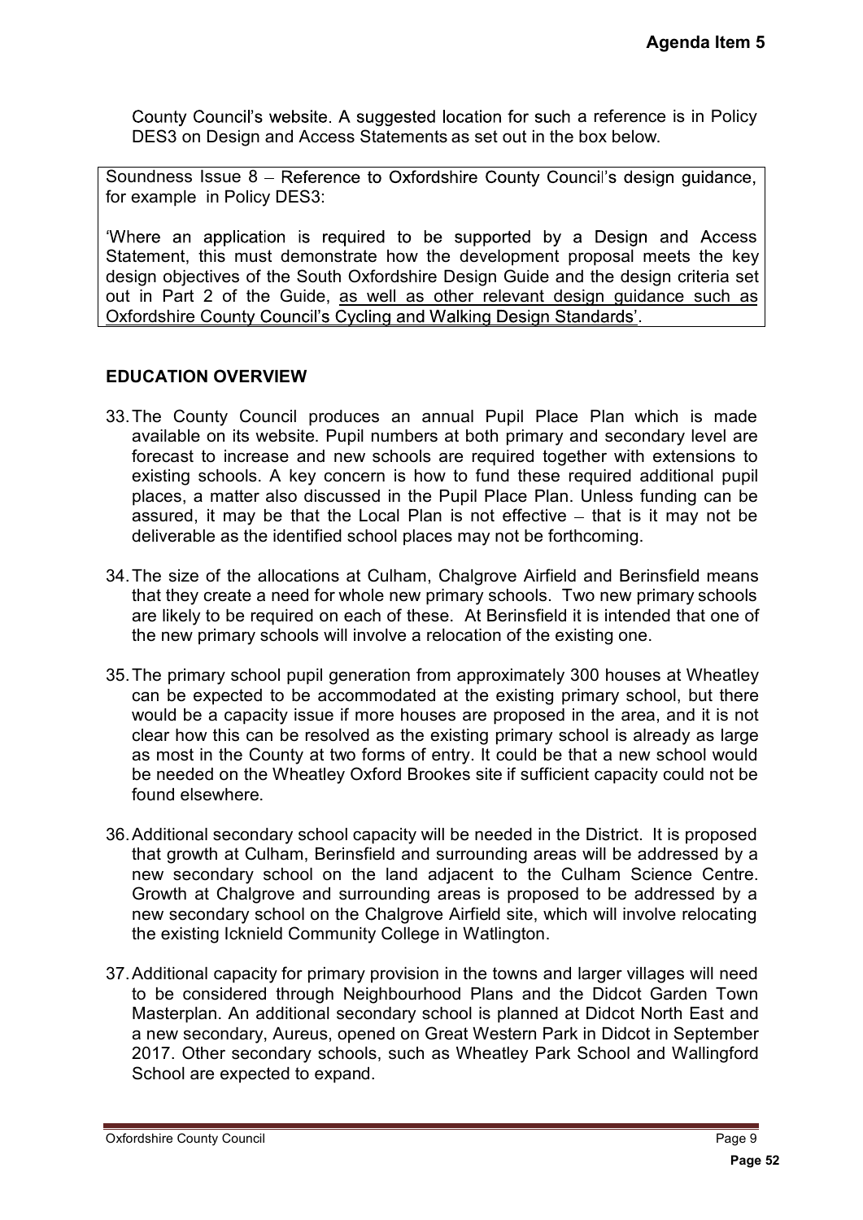County Council's website. A suggested location for such a reference is in Policy DES3 on Design and Access Statements as set out in the box below.

> Soundness Issue 8 – Reference to Oxfordshire County Council's design guidance, for example in Policy DES3:
>
> 'Where an application is required to be supported by a Design and Access Statement, this must demonstrate how the development proposal meets the key design objectives of the South Oxfordshire Design Guide and the design criteria set out in Part 2 of the Guide, <u>as well as other relevant design guidance such as Oxfordshire County Council's Cycling and Walking Design Standards</u>'.

## EDUCATION OVERVIEW

33. The County Council produces an annual Pupil Place Plan which is made available on its website. Pupil numbers at both primary and secondary level are forecast to increase and new schools are required together with extensions to existing schools. A key concern is how to fund these required additional pupil places, a matter also discussed in the Pupil Place Plan. Unless funding can be assured, it may be that the Local Plan is not effective – that is it may not be deliverable as the identified school places may not be forthcoming.

34. The size of the allocations at Culham, Chalgrove Airfield and Berinsfield means that they create a need for whole new primary schools. Two new primary schools are likely to be required on each of these. At Berinsfield it is intended that one of the new primary schools will involve a relocation of the existing one.

35. The primary school pupil generation from approximately 300 houses at Wheatley can be expected to be accommodated at the existing primary school, but there would be a capacity issue if more houses are proposed in the area, and it is not clear how this can be resolved as the existing primary school is already as large as most in the County at two forms of entry. It could be that a new school would be needed on the Wheatley Oxford Brookes site if sufficient capacity could not be found elsewhere.

36. Additional secondary school capacity will be needed in the District. It is proposed that growth at Culham, Berinsfield and surrounding areas will be addressed by a new secondary school on the land adjacent to the Culham Science Centre. Growth at Chalgrove and surrounding areas is proposed to be addressed by a new secondary school on the Chalgrove Airfield site, which will involve relocating the existing Icknield Community College in Watlington.

37. Additional capacity for primary provision in the towns and larger villages will need to be considered through Neighbourhood Plans and the Didcot Garden Town Masterplan. An additional secondary school is planned at Didcot North East and a new secondary, Aureus, opened on Great Western Park in Didcot in September 2017. Other secondary schools, such as Wheatley Park School and Wallingford School are expected to expand.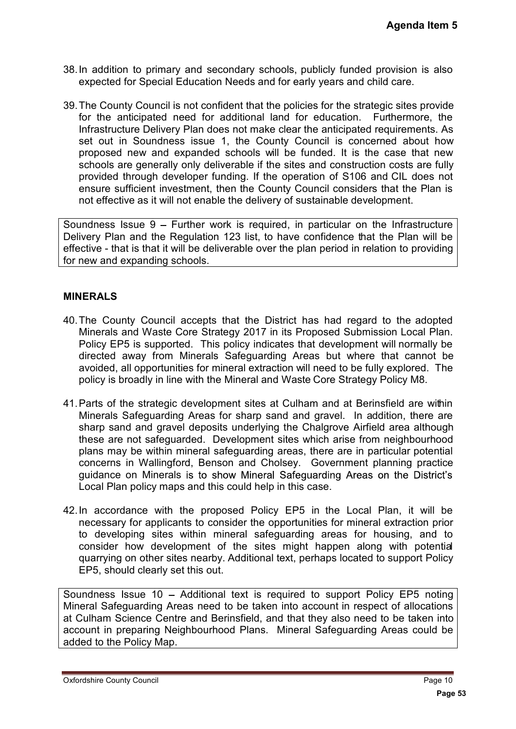38. In addition to primary and secondary schools, publicly funded provision is also expected for Special Education Needs and for early years and child care.

39. The County Council is not confident that the policies for the strategic sites provide for the anticipated need for additional land for education. Furthermore, the Infrastructure Delivery Plan does not make clear the anticipated requirements. As set out in Soundness issue 1, the County Council is concerned about how proposed new and expanded schools will be funded. It is the case that new schools are generally only deliverable if the sites and construction costs are fully provided through developer funding. If the operation of S106 and CIL does not ensure sufficient investment, then the County Council considers that the Plan is not effective as it will not enable the delivery of sustainable development.

> Soundness Issue 9 – Further work is required, in particular on the Infrastructure Delivery Plan and the Regulation 123 list, to have confidence that the Plan will be effective - that is that it will be deliverable over the plan period in relation to providing for new and expanding schools.

## MINERALS

40. The County Council accepts that the District has had regard to the adopted Minerals and Waste Core Strategy 2017 in its Proposed Submission Local Plan. Policy EP5 is supported. This policy indicates that development will normally be directed away from Minerals Safeguarding Areas but where that cannot be avoided, all opportunities for mineral extraction will need to be fully explored. The policy is broadly in line with the Mineral and Waste Core Strategy Policy M8.

41. Parts of the strategic development sites at Culham and at Berinsfield are within Minerals Safeguarding Areas for sharp sand and gravel. In addition, there are sharp sand and gravel deposits underlying the Chalgrove Airfield area although these are not safeguarded. Development sites which arise from neighbourhood plans may be within mineral safeguarding areas, there are in particular potential concerns in Wallingford, Benson and Cholsey. Government planning practice guidance on Minerals is to show Mineral Safeguarding Areas on the District's Local Plan policy maps and this could help in this case.

42. In accordance with the proposed Policy EP5 in the Local Plan, it will be necessary for applicants to consider the opportunities for mineral extraction prior to developing sites within mineral safeguarding areas for housing, and to consider how development of the sites might happen along with potential quarrying on other sites nearby. Additional text, perhaps located to support Policy EP5, should clearly set this out.

> Soundness Issue 10 – Additional text is required to support Policy EP5 noting Mineral Safeguarding Areas need to be taken into account in respect of allocations at Culham Science Centre and Berinsfield, and that they also need to be taken into account in preparing Neighbourhood Plans. Mineral Safeguarding Areas could be added to the Policy Map.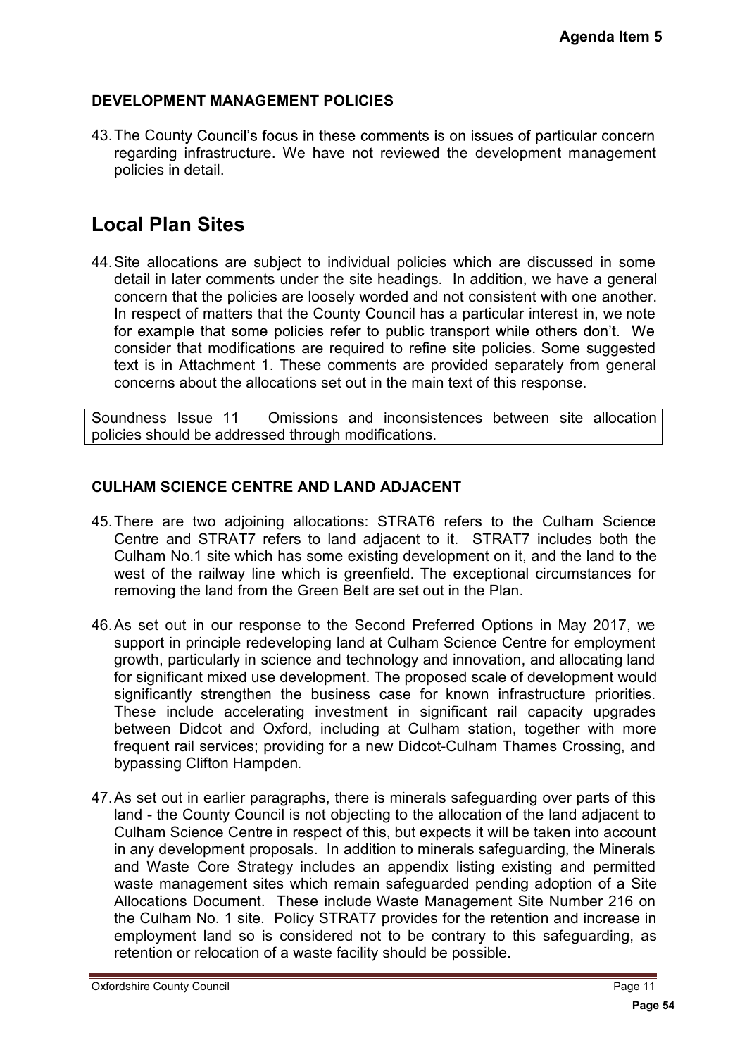## DEVELOPMENT MANAGEMENT POLICIES

43. The County Council's focus in these comments is on issues of particular concern regarding infrastructure. We have not reviewed the development management policies in detail.

# Local Plan Sites

44. Site allocations are subject to individual policies which are discussed in some detail in later comments under the site headings. In addition, we have a general concern that the policies are loosely worded and not consistent with one another. In respect of matters that the County Council has a particular interest in, we note for example that some policies refer to public transport while others don't. We consider that modifications are required to refine site policies. Some suggested text is in Attachment 1. These comments are provided separately from general concerns about the allocations set out in the main text of this response.

| Soundness Issue 11 – Omissions and inconsistences between site allocation policies should be addressed through modifications. |
|---|

## CULHAM SCIENCE CENTRE AND LAND ADJACENT

45. There are two adjoining allocations: STRAT6 refers to the Culham Science Centre and STRAT7 refers to land adjacent to it. STRAT7 includes both the Culham No.1 site which has some existing development on it, and the land to the west of the railway line which is greenfield. The exceptional circumstances for removing the land from the Green Belt are set out in the Plan.

46. As set out in our response to the Second Preferred Options in May 2017, we support in principle redeveloping land at Culham Science Centre for employment growth, particularly in science and technology and innovation, and allocating land for significant mixed use development. The proposed scale of development would significantly strengthen the business case for known infrastructure priorities. These include accelerating investment in significant rail capacity upgrades between Didcot and Oxford, including at Culham station, together with more frequent rail services; providing for a new Didcot-Culham Thames Crossing, and bypassing Clifton Hampden.

47. As set out in earlier paragraphs, there is minerals safeguarding over parts of this land - the County Council is not objecting to the allocation of the land adjacent to Culham Science Centre in respect of this, but expects it will be taken into account in any development proposals. In addition to minerals safeguarding, the Minerals and Waste Core Strategy includes an appendix listing existing and permitted waste management sites which remain safeguarded pending adoption of a Site Allocations Document. These include Waste Management Site Number 216 on the Culham No. 1 site. Policy STRAT7 provides for the retention and increase in employment land so is considered not to be contrary to this safeguarding, as retention or relocation of a waste facility should be possible.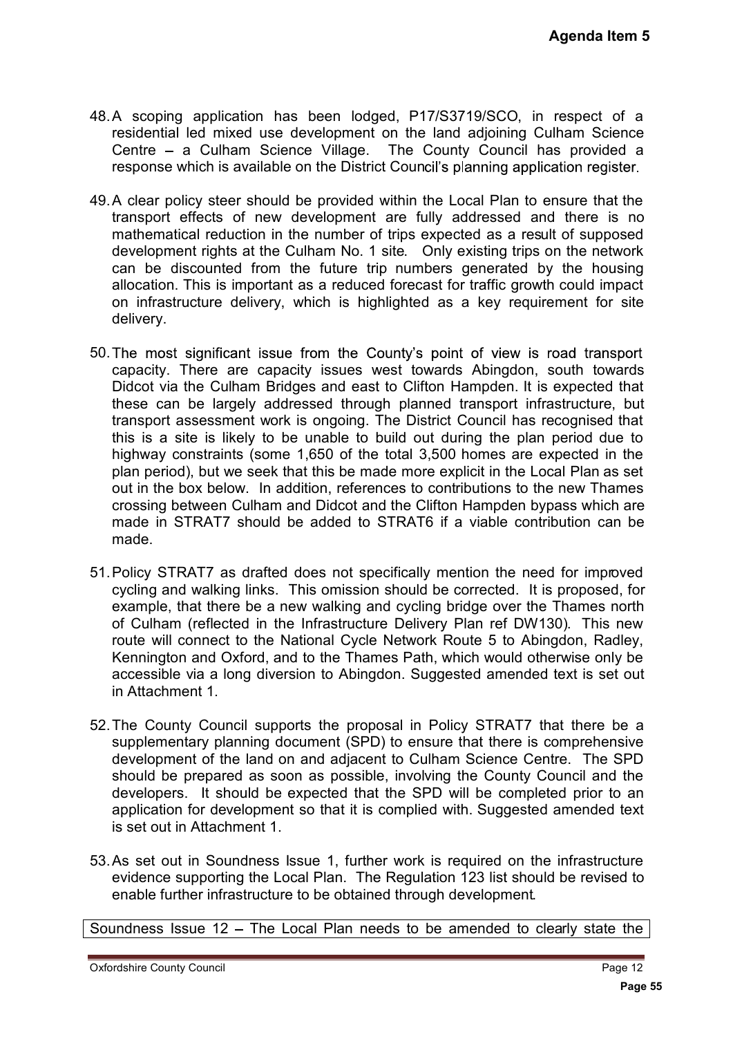48. A scoping application has been lodged, P17/S3719/SCO, in respect of a residential led mixed use development on the land adjoining Culham Science Centre – a Culham Science Village. The County Council has provided a response which is available on the District Council's planning application register.

49. A clear policy steer should be provided within the Local Plan to ensure that the transport effects of new development are fully addressed and there is no mathematical reduction in the number of trips expected as a result of supposed development rights at the Culham No. 1 site. Only existing trips on the network can be discounted from the future trip numbers generated by the housing allocation. This is important as a reduced forecast for traffic growth could impact on infrastructure delivery, which is highlighted as a key requirement for site delivery.

50. The most significant issue from the County's point of view is road transport capacity. There are capacity issues west towards Abingdon, south towards Didcot via the Culham Bridges and east to Clifton Hampden. It is expected that these can be largely addressed through planned transport infrastructure, but transport assessment work is ongoing. The District Council has recognised that this is a site is likely to be unable to build out during the plan period due to highway constraints (some 1,650 of the total 3,500 homes are expected in the plan period), but we seek that this be made more explicit in the Local Plan as set out in the box below. In addition, references to contributions to the new Thames crossing between Culham and Didcot and the Clifton Hampden bypass which are made in STRAT7 should be added to STRAT6 if a viable contribution can be made.

51. Policy STRAT7 as drafted does not specifically mention the need for improved cycling and walking links. This omission should be corrected. It is proposed, for example, that there be a new walking and cycling bridge over the Thames north of Culham (reflected in the Infrastructure Delivery Plan ref DW130). This new route will connect to the National Cycle Network Route 5 to Abingdon, Radley, Kennington and Oxford, and to the Thames Path, which would otherwise only be accessible via a long diversion to Abingdon. Suggested amended text is set out in Attachment 1.

52. The County Council supports the proposal in Policy STRAT7 that there be a supplementary planning document (SPD) to ensure that there is comprehensive development of the land on and adjacent to Culham Science Centre. The SPD should be prepared as soon as possible, involving the County Council and the developers. It should be expected that the SPD will be completed prior to an application for development so that it is complied with. Suggested amended text is set out in Attachment 1.

53. As set out in Soundness Issue 1, further work is required on the infrastructure evidence supporting the Local Plan. The Regulation 123 list should be revised to enable further infrastructure to be obtained through development.

Soundness Issue 12 – The Local Plan needs to be amended to clearly state the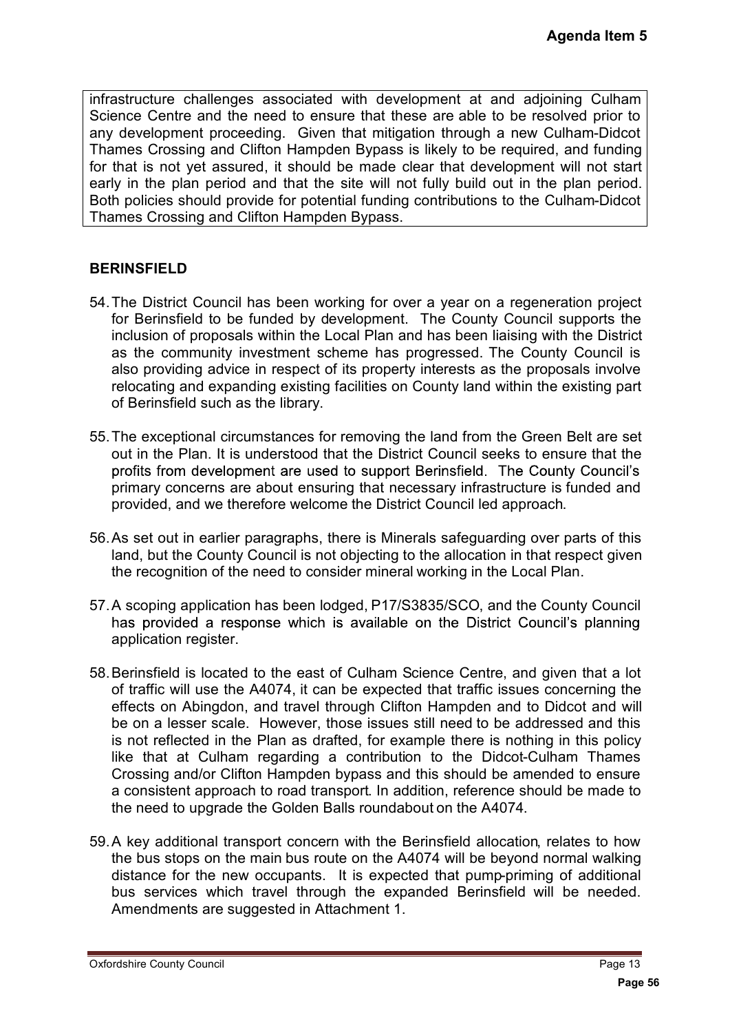infrastructure challenges associated with development at and adjoining Culham Science Centre and the need to ensure that these are able to be resolved prior to any development proceeding. Given that mitigation through a new Culham-Didcot Thames Crossing and Clifton Hampden Bypass is likely to be required, and funding for that is not yet assured, it should be made clear that development will not start early in the plan period and that the site will not fully build out in the plan period. Both policies should provide for potential funding contributions to the Culham-Didcot Thames Crossing and Clifton Hampden Bypass.

**BERINSFIELD**

54. The District Council has been working for over a year on a regeneration project for Berinsfield to be funded by development. The County Council supports the inclusion of proposals within the Local Plan and has been liaising with the District as the community investment scheme has progressed. The County Council is also providing advice in respect of its property interests as the proposals involve relocating and expanding existing facilities on County land within the existing part of Berinsfield such as the library.

55. The exceptional circumstances for removing the land from the Green Belt are set out in the Plan. It is understood that the District Council seeks to ensure that the profits from development are used to support Berinsfield. The County Council's primary concerns are about ensuring that necessary infrastructure is funded and provided, and we therefore welcome the District Council led approach.

56. As set out in earlier paragraphs, there is Minerals safeguarding over parts of this land, but the County Council is not objecting to the allocation in that respect given the recognition of the need to consider mineral working in the Local Plan.

57. A scoping application has been lodged, P17/S3835/SCO, and the County Council has provided a response which is available on the District Council's planning application register.

58. Berinsfield is located to the east of Culham Science Centre, and given that a lot of traffic will use the A4074, it can be expected that traffic issues concerning the effects on Abingdon, and travel through Clifton Hampden and to Didcot and will be on a lesser scale. However, those issues still need to be addressed and this is not reflected in the Plan as drafted, for example there is nothing in this policy like that at Culham regarding a contribution to the Didcot-Culham Thames Crossing and/or Clifton Hampden bypass and this should be amended to ensure a consistent approach to road transport. In addition, reference should be made to the need to upgrade the Golden Balls roundabout on the A4074.

59. A key additional transport concern with the Berinsfield allocation, relates to how the bus stops on the main bus route on the A4074 will be beyond normal walking distance for the new occupants. It is expected that pump-priming of additional bus services which travel through the expanded Berinsfield will be needed. Amendments are suggested in Attachment 1.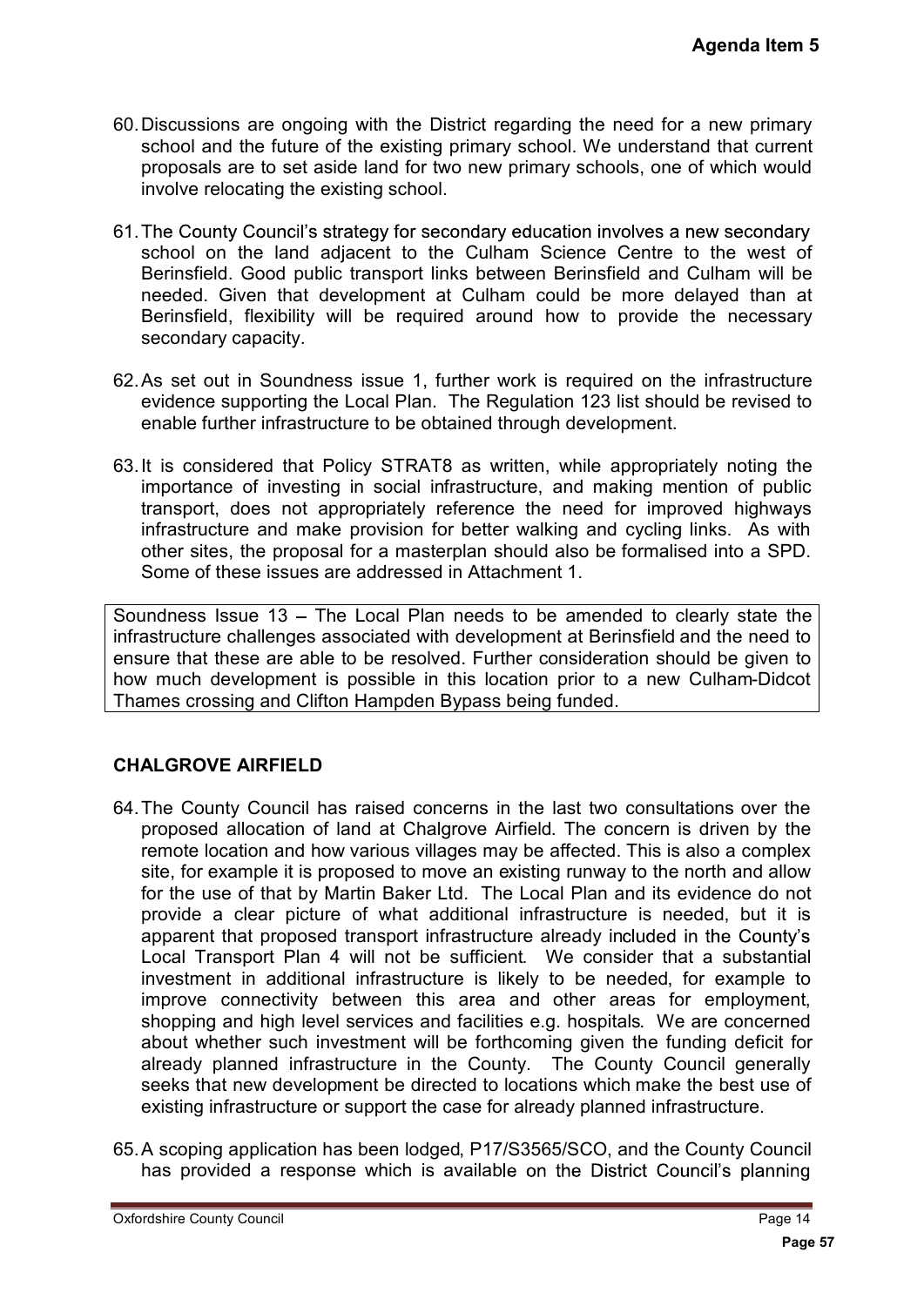60. Discussions are ongoing with the District regarding the need for a new primary school and the future of the existing primary school. We understand that current proposals are to set aside land for two new primary schools, one of which would involve relocating the existing school.

61. The County Council's strategy for secondary education involves a new secondary school on the land adjacent to the Culham Science Centre to the west of Berinsfield. Good public transport links between Berinsfield and Culham will be needed. Given that development at Culham could be more delayed than at Berinsfield, flexibility will be required around how to provide the necessary secondary capacity.

62. As set out in Soundness issue 1, further work is required on the infrastructure evidence supporting the Local Plan. The Regulation 123 list should be revised to enable further infrastructure to be obtained through development.

63. It is considered that Policy STRAT8 as written, while appropriately noting the importance of investing in social infrastructure, and making mention of public transport, does not appropriately reference the need for improved highways infrastructure and make provision for better walking and cycling links. As with other sites, the proposal for a masterplan should also be formalised into a SPD. Some of these issues are addressed in Attachment 1.

Soundness Issue 13 – The Local Plan needs to be amended to clearly state the infrastructure challenges associated with development at Berinsfield and the need to ensure that these are able to be resolved. Further consideration should be given to how much development is possible in this location prior to a new Culham-Didcot Thames crossing and Clifton Hampden Bypass being funded.

## CHALGROVE AIRFIELD

64. The County Council has raised concerns in the last two consultations over the proposed allocation of land at Chalgrove Airfield. The concern is driven by the remote location and how various villages may be affected. This is also a complex site, for example it is proposed to move an existing runway to the north and allow for the use of that by Martin Baker Ltd. The Local Plan and its evidence do not provide a clear picture of what additional infrastructure is needed, but it is apparent that proposed transport infrastructure already included in the County's Local Transport Plan 4 will not be sufficient. We consider that a substantial investment in additional infrastructure is likely to be needed, for example to improve connectivity between this area and other areas for employment, shopping and high level services and facilities e.g. hospitals. We are concerned about whether such investment will be forthcoming given the funding deficit for already planned infrastructure in the County. The County Council generally seeks that new development be directed to locations which make the best use of existing infrastructure or support the case for already planned infrastructure.

65. A scoping application has been lodged, P17/S3565/SCO, and the County Council has provided a response which is available on the District Council's planning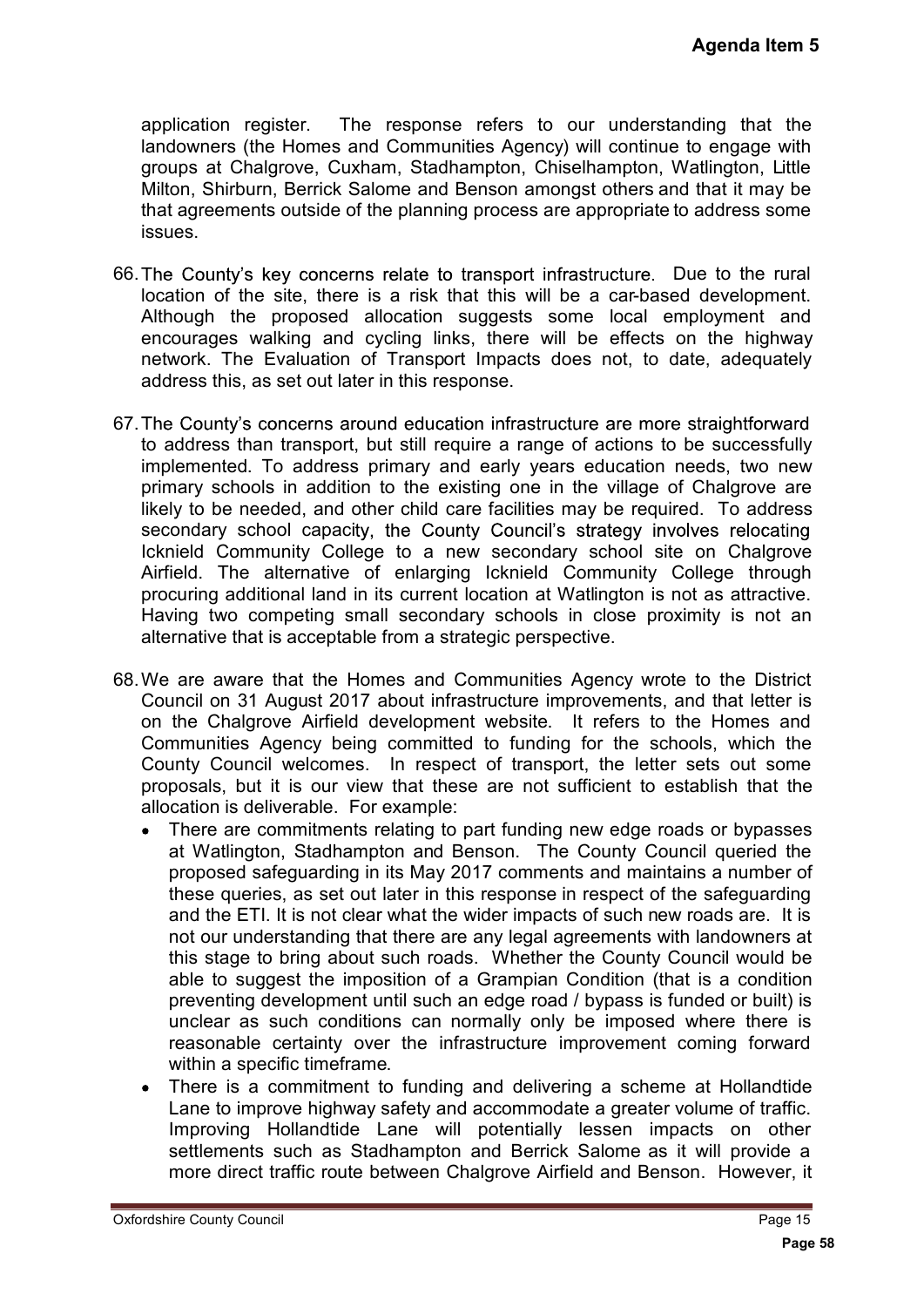application register. The response refers to our understanding that the landowners (the Homes and Communities Agency) will continue to engage with groups at Chalgrove, Cuxham, Stadhampton, Chiselhampton, Watlington, Little Milton, Shirburn, Berrick Salome and Benson amongst others and that it may be that agreements outside of the planning process are appropriate to address some issues.

66. The County's key concerns relate to transport infrastructure. Due to the rural location of the site, there is a risk that this will be a car-based development. Although the proposed allocation suggests some local employment and encourages walking and cycling links, there will be effects on the highway network. The Evaluation of Transport Impacts does not, to date, adequately address this, as set out later in this response.

67. The County's concerns around education infrastructure are more straightforward to address than transport, but still require a range of actions to be successfully implemented. To address primary and early years education needs, two new primary schools in addition to the existing one in the village of Chalgrove are likely to be needed, and other child care facilities may be required. To address secondary school capacity, the County Council's strategy involves relocating Icknield Community College to a new secondary school site on Chalgrove Airfield. The alternative of enlarging Icknield Community College through procuring additional land in its current location at Watlington is not as attractive. Having two competing small secondary schools in close proximity is not an alternative that is acceptable from a strategic perspective.

68. We are aware that the Homes and Communities Agency wrote to the District Council on 31 August 2017 about infrastructure improvements, and that letter is on the Chalgrove Airfield development website. It refers to the Homes and Communities Agency being committed to funding for the schools, which the County Council welcomes. In respect of transport, the letter sets out some proposals, but it is our view that these are not sufficient to establish that the allocation is deliverable. For example:
    - There are commitments relating to part funding new edge roads or bypasses at Watlington, Stadhampton and Benson. The County Council queried the proposed safeguarding in its May 2017 comments and maintains a number of these queries, as set out later in this response in respect of the safeguarding and the ETI. It is not clear what the wider impacts of such new roads are. It is not our understanding that there are any legal agreements with landowners at this stage to bring about such roads. Whether the County Council would be able to suggest the imposition of a Grampian Condition (that is a condition preventing development until such an edge road / bypass is funded or built) is unclear as such conditions can normally only be imposed where there is reasonable certainty over the infrastructure improvement coming forward within a specific timeframe.
    - There is a commitment to funding and delivering a scheme at Hollandtide Lane to improve highway safety and accommodate a greater volume of traffic. Improving Hollandtide Lane will potentially lessen impacts on other settlements such as Stadhampton and Berrick Salome as it will provide a more direct traffic route between Chalgrove Airfield and Benson. However, it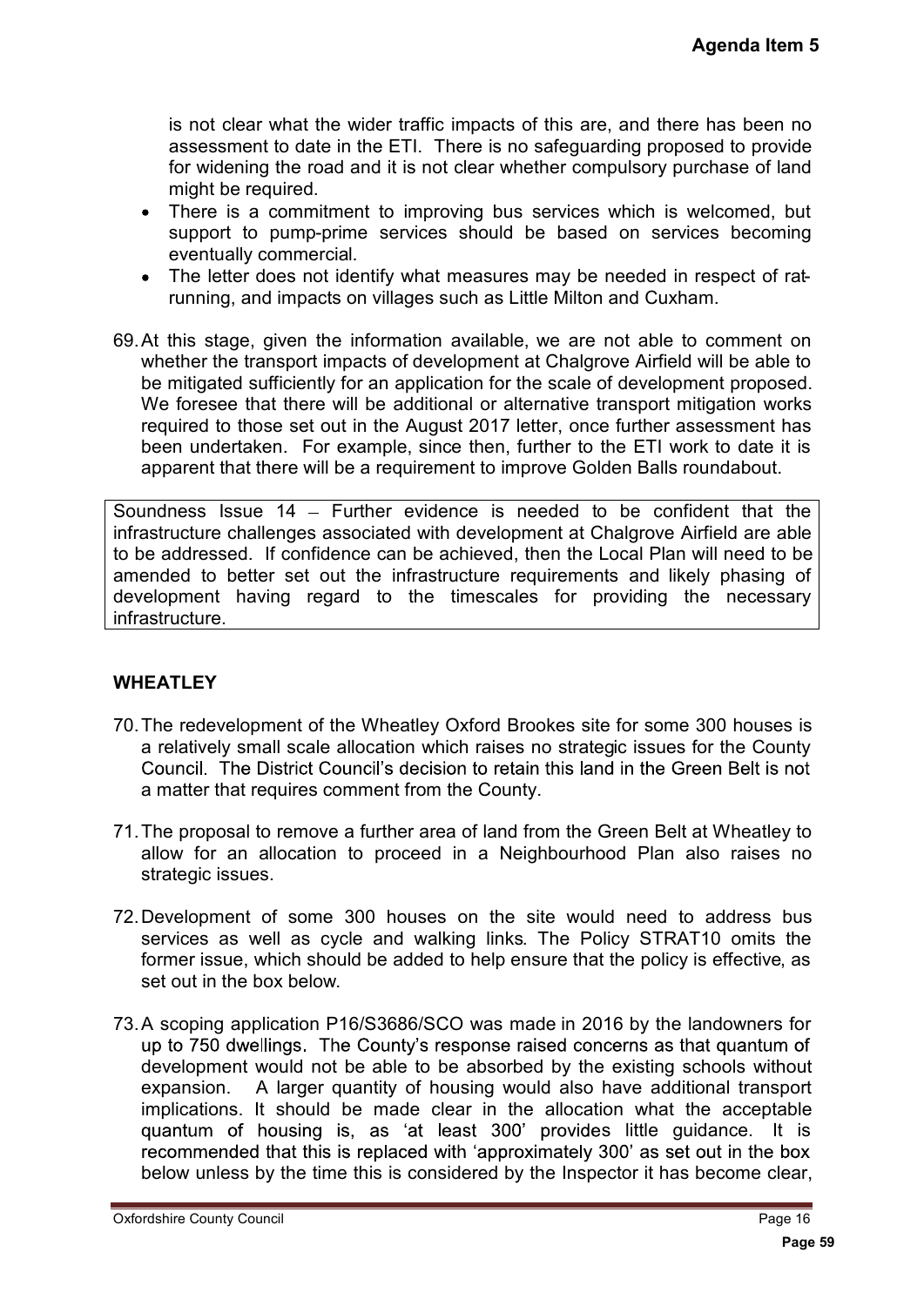is not clear what the wider traffic impacts of this are, and there has been no assessment to date in the ETI. There is no safeguarding proposed to provide for widening the road and it is not clear whether compulsory purchase of land might be required.

- There is a commitment to improving bus services which is welcomed, but support to pump-prime services should be based on services becoming eventually commercial.
- The letter does not identify what measures may be needed in respect of rat-running, and impacts on villages such as Little Milton and Cuxham.

69. At this stage, given the information available, we are not able to comment on whether the transport impacts of development at Chalgrove Airfield will be able to be mitigated sufficiently for an application for the scale of development proposed. We foresee that there will be additional or alternative transport mitigation works required to those set out in the August 2017 letter, once further assessment has been undertaken. For example, since then, further to the ETI work to date it is apparent that there will be a requirement to improve Golden Balls roundabout.

> Soundness Issue 14 – Further evidence is needed to be confident that the infrastructure challenges associated with development at Chalgrove Airfield are able to be addressed. If confidence can be achieved, then the Local Plan will need to be amended to better set out the infrastructure requirements and likely phasing of development having regard to the timescales for providing the necessary infrastructure.

## WHEATLEY

70. The redevelopment of the Wheatley Oxford Brookes site for some 300 houses is a relatively small scale allocation which raises no strategic issues for the County Council. The District Council's decision to retain this land in the Green Belt is not a matter that requires comment from the County.

71. The proposal to remove a further area of land from the Green Belt at Wheatley to allow for an allocation to proceed in a Neighbourhood Plan also raises no strategic issues.

72. Development of some 300 houses on the site would need to address bus services as well as cycle and walking links. The Policy STRAT10 omits the former issue, which should be added to help ensure that the policy is effective, as set out in the box below.

73. A scoping application P16/S3686/SCO was made in 2016 by the landowners for up to 750 dwellings. The County's response raised concerns as that quantum of development would not be able to be absorbed by the existing schools without expansion. A larger quantity of housing would also have additional transport implications. It should be made clear in the allocation what the acceptable quantum of housing is, as 'at least 300' provides little guidance. It is recommended that this is replaced with 'approximately 300' as set out in the box below unless by the time this is considered by the Inspector it has become clear,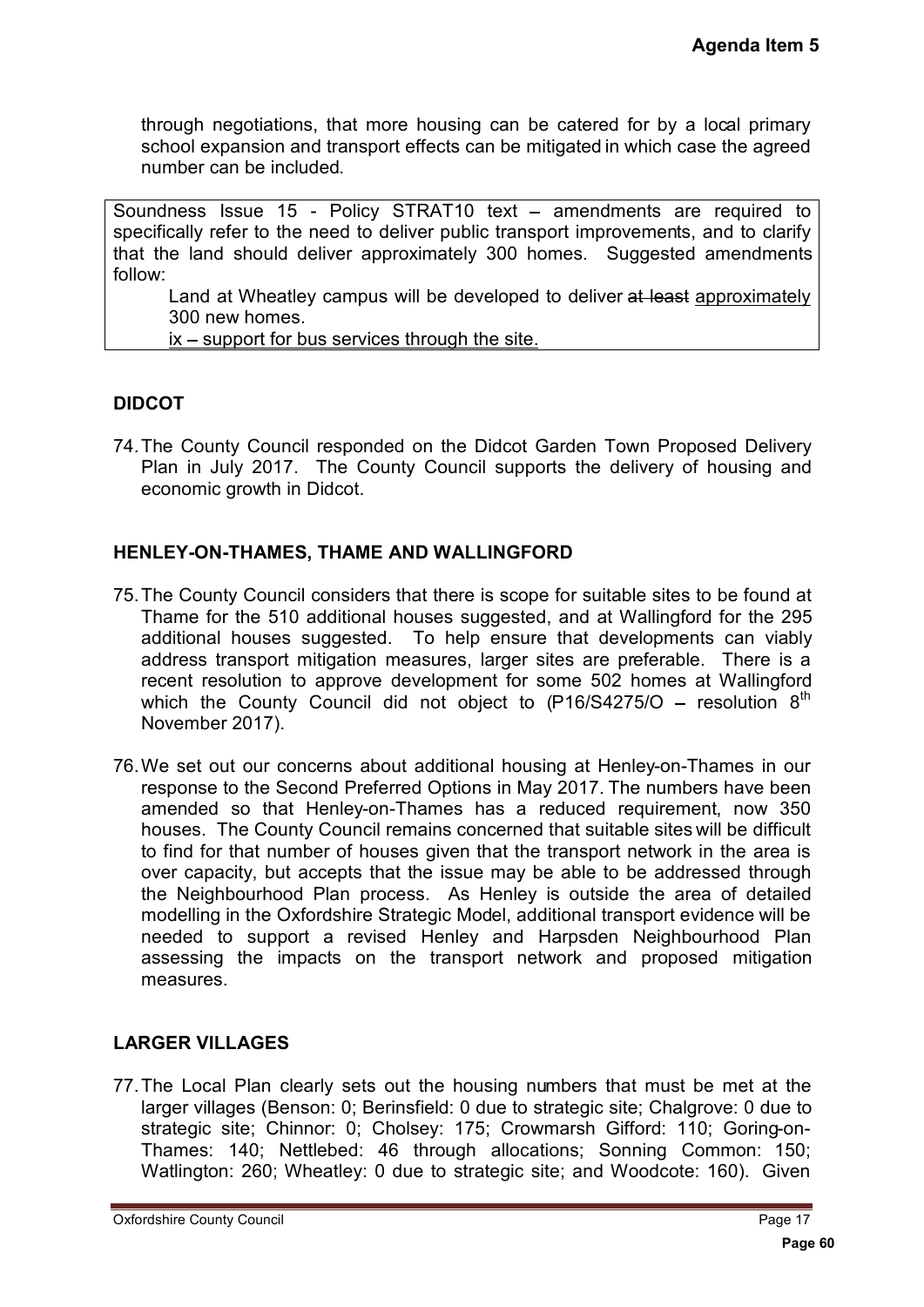through negotiations, that more housing can be catered for by a local primary school expansion and transport effects can be mitigated in which case the agreed number can be included.

Soundness Issue 15 - Policy STRAT10 text – amendments are required to specifically refer to the need to deliver public transport improvements, and to clarify that the land should deliver approximately 300 homes. Suggested amendments follow:

> Land at Wheatley campus will be developed to deliver ~~at least~~ approximately 300 new homes.
>
> ix – support for bus services through the site.

## DIDCOT

74. The County Council responded on the Didcot Garden Town Proposed Delivery Plan in July 2017. The County Council supports the delivery of housing and economic growth in Didcot.

## HENLEY-ON-THAMES, THAME AND WALLINGFORD

75. The County Council considers that there is scope for suitable sites to be found at Thame for the 510 additional houses suggested, and at Wallingford for the 295 additional houses suggested. To help ensure that developments can viably address transport mitigation measures, larger sites are preferable. There is a recent resolution to approve development for some 502 homes at Wallingford which the County Council did not object to (P16/S4275/O – resolution 8th November 2017).

76. We set out our concerns about additional housing at Henley-on-Thames in our response to the Second Preferred Options in May 2017. The numbers have been amended so that Henley-on-Thames has a reduced requirement, now 350 houses. The County Council remains concerned that suitable sites will be difficult to find for that number of houses given that the transport network in the area is over capacity, but accepts that the issue may be able to be addressed through the Neighbourhood Plan process. As Henley is outside the area of detailed modelling in the Oxfordshire Strategic Model, additional transport evidence will be needed to support a revised Henley and Harpsden Neighbourhood Plan assessing the impacts on the transport network and proposed mitigation measures.

## LARGER VILLAGES

77. The Local Plan clearly sets out the housing numbers that must be met at the larger villages (Benson: 0; Berinsfield: 0 due to strategic site; Chalgrove: 0 due to strategic site; Chinnor: 0; Cholsey: 175; Crowmarsh Gifford: 110; Goring-on-Thames: 140; Nettlebed: 46 through allocations; Sonning Common: 150; Watlington: 260; Wheatley: 0 due to strategic site; and Woodcote: 160). Given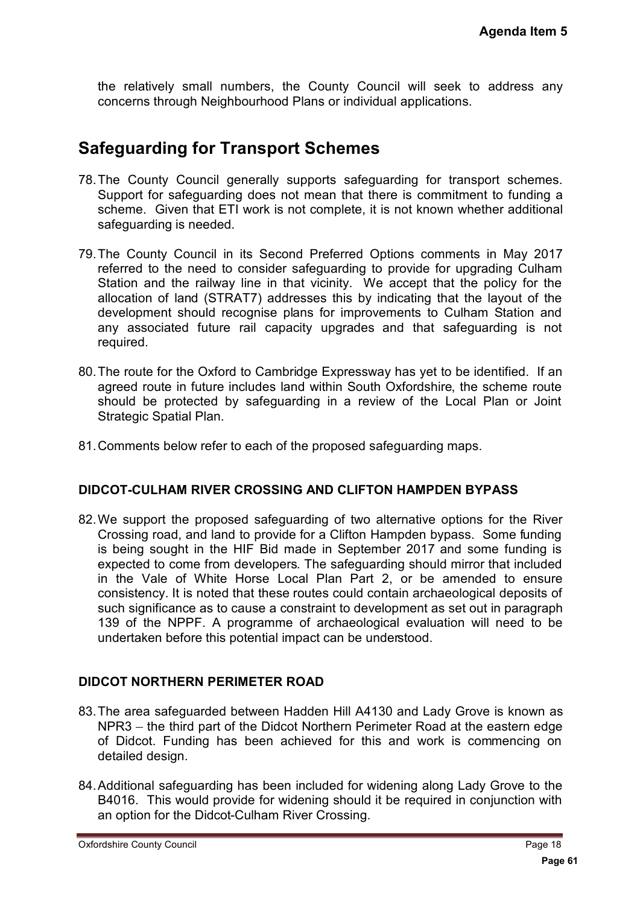the relatively small numbers, the County Council will seek to address any concerns through Neighbourhood Plans or individual applications.

# Safeguarding for Transport Schemes

78. The County Council generally supports safeguarding for transport schemes. Support for safeguarding does not mean that there is commitment to funding a scheme. Given that ETI work is not complete, it is not known whether additional safeguarding is needed.

79. The County Council in its Second Preferred Options comments in May 2017 referred to the need to consider safeguarding to provide for upgrading Culham Station and the railway line in that vicinity. We accept that the policy for the allocation of land (STRAT7) addresses this by indicating that the layout of the development should recognise plans for improvements to Culham Station and any associated future rail capacity upgrades and that safeguarding is not required.

80. The route for the Oxford to Cambridge Expressway has yet to be identified. If an agreed route in future includes land within South Oxfordshire, the scheme route should be protected by safeguarding in a review of the Local Plan or Joint Strategic Spatial Plan.

81. Comments below refer to each of the proposed safeguarding maps.

### DIDCOT-CULHAM RIVER CROSSING AND CLIFTON HAMPDEN BYPASS

82. We support the proposed safeguarding of two alternative options for the River Crossing road, and land to provide for a Clifton Hampden bypass. Some funding is being sought in the HIF Bid made in September 2017 and some funding is expected to come from developers. The safeguarding should mirror that included in the Vale of White Horse Local Plan Part 2, or be amended to ensure consistency. It is noted that these routes could contain archaeological deposits of such significance as to cause a constraint to development as set out in paragraph 139 of the NPPF. A programme of archaeological evaluation will need to be undertaken before this potential impact can be understood.

### DIDCOT NORTHERN PERIMETER ROAD

83. The area safeguarded between Hadden Hill A4130 and Lady Grove is known as NPR3 – the third part of the Didcot Northern Perimeter Road at the eastern edge of Didcot. Funding has been achieved for this and work is commencing on detailed design.

84. Additional safeguarding has been included for widening along Lady Grove to the B4016. This would provide for widening should it be required in conjunction with an option for the Didcot-Culham River Crossing.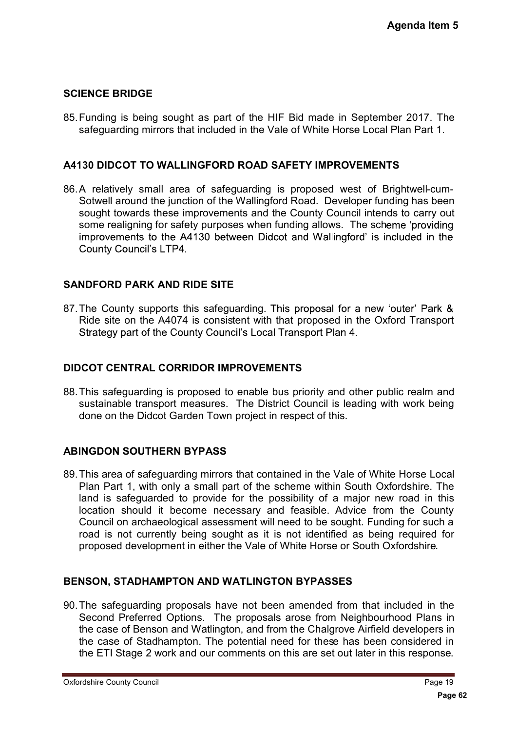## SCIENCE BRIDGE

85. Funding is being sought as part of the HIF Bid made in September 2017. The safeguarding mirrors that included in the Vale of White Horse Local Plan Part 1.

## A4130 DIDCOT TO WALLINGFORD ROAD SAFETY IMPROVEMENTS

86. A relatively small area of safeguarding is proposed west of Brightwell-cum-Sotwell around the junction of the Wallingford Road. Developer funding has been sought towards these improvements and the County Council intends to carry out some realigning for safety purposes when funding allows. The scheme 'providing improvements to the A4130 between Didcot and Wallingford' is included in the County Council's LTP4.

## SANDFORD PARK AND RIDE SITE

87. The County supports this safeguarding. This proposal for a new 'outer' Park & Ride site on the A4074 is consistent with that proposed in the Oxford Transport Strategy part of the County Council's Local Transport Plan 4.

## DIDCOT CENTRAL CORRIDOR IMPROVEMENTS

88. This safeguarding is proposed to enable bus priority and other public realm and sustainable transport measures. The District Council is leading with work being done on the Didcot Garden Town project in respect of this.

## ABINGDON SOUTHERN BYPASS

89. This area of safeguarding mirrors that contained in the Vale of White Horse Local Plan Part 1, with only a small part of the scheme within South Oxfordshire. The land is safeguarded to provide for the possibility of a major new road in this location should it become necessary and feasible. Advice from the County Council on archaeological assessment will need to be sought. Funding for such a road is not currently being sought as it is not identified as being required for proposed development in either the Vale of White Horse or South Oxfordshire.

## BENSON, STADHAMPTON AND WATLINGTON BYPASSES

90. The safeguarding proposals have not been amended from that included in the Second Preferred Options. The proposals arose from Neighbourhood Plans in the case of Benson and Watlington, and from the Chalgrove Airfield developers in the case of Stadhampton. The potential need for these has been considered in the ETI Stage 2 work and our comments on this are set out later in this response.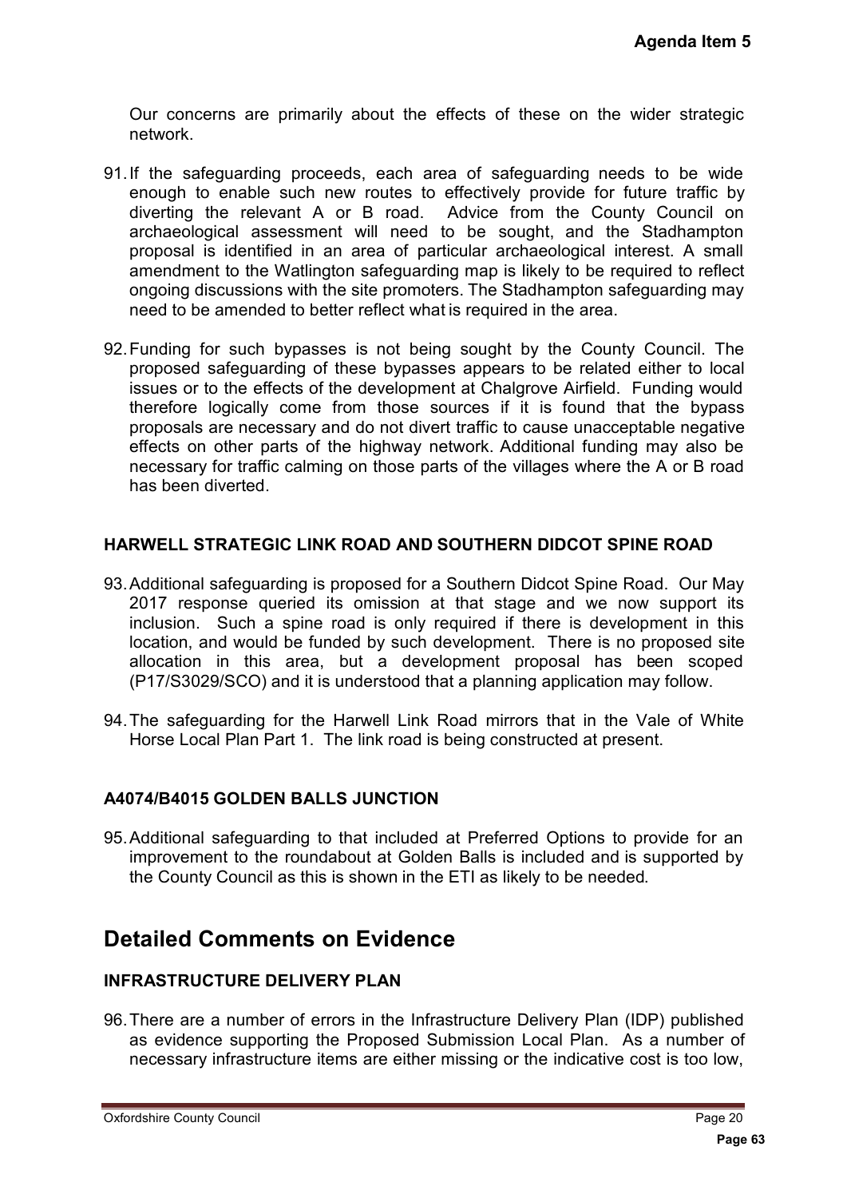Our concerns are primarily about the effects of these on the wider strategic network.

91. If the safeguarding proceeds, each area of safeguarding needs to be wide enough to enable such new routes to effectively provide for future traffic by diverting the relevant A or B road. Advice from the County Council on archaeological assessment will need to be sought, and the Stadhampton proposal is identified in an area of particular archaeological interest. A small amendment to the Watlington safeguarding map is likely to be required to reflect ongoing discussions with the site promoters. The Stadhampton safeguarding may need to be amended to better reflect what is required in the area.

92. Funding for such bypasses is not being sought by the County Council. The proposed safeguarding of these bypasses appears to be related either to local issues or to the effects of the development at Chalgrove Airfield. Funding would therefore logically come from those sources if it is found that the bypass proposals are necessary and do not divert traffic to cause unacceptable negative effects on other parts of the highway network. Additional funding may also be necessary for traffic calming on those parts of the villages where the A or B road has been diverted.

### HARWELL STRATEGIC LINK ROAD AND SOUTHERN DIDCOT SPINE ROAD

93. Additional safeguarding is proposed for a Southern Didcot Spine Road. Our May 2017 response queried its omission at that stage and we now support its inclusion. Such a spine road is only required if there is development in this location, and would be funded by such development. There is no proposed site allocation in this area, but a development proposal has been scoped (P17/S3029/SCO) and it is understood that a planning application may follow.

94. The safeguarding for the Harwell Link Road mirrors that in the Vale of White Horse Local Plan Part 1. The link road is being constructed at present.

### A4074/B4015 GOLDEN BALLS JUNCTION

95. Additional safeguarding to that included at Preferred Options to provide for an improvement to the roundabout at Golden Balls is included and is supported by the County Council as this is shown in the ETI as likely to be needed.

## Detailed Comments on Evidence

### INFRASTRUCTURE DELIVERY PLAN

96. There are a number of errors in the Infrastructure Delivery Plan (IDP) published as evidence supporting the Proposed Submission Local Plan. As a number of necessary infrastructure items are either missing or the indicative cost is too low,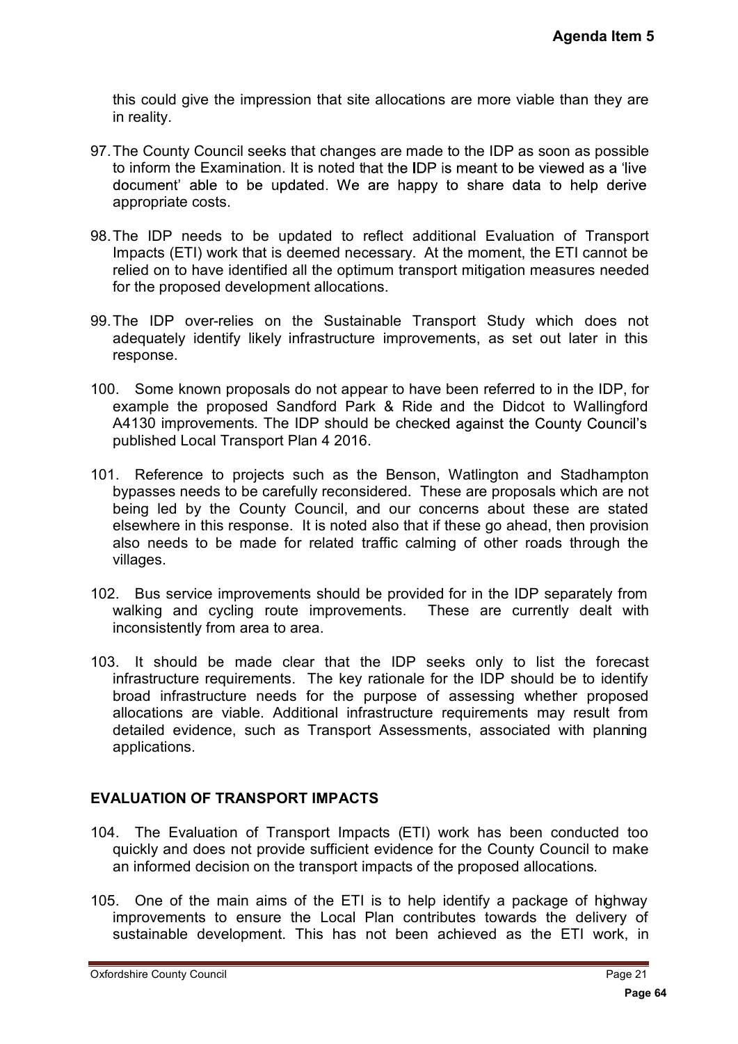this could give the impression that site allocations are more viable than they are in reality.

97. The County Council seeks that changes are made to the IDP as soon as possible to inform the Examination. It is noted that the IDP is meant to be viewed as a 'live document' able to be updated. We are happy to share data to help derive appropriate costs.

98. The IDP needs to be updated to reflect additional Evaluation of Transport Impacts (ETI) work that is deemed necessary. At the moment, the ETI cannot be relied on to have identified all the optimum transport mitigation measures needed for the proposed development allocations.

99. The IDP over-relies on the Sustainable Transport Study which does not adequately identify likely infrastructure improvements, as set out later in this response.

100. Some known proposals do not appear to have been referred to in the IDP, for example the proposed Sandford Park & Ride and the Didcot to Wallingford A4130 improvements. The IDP should be checked against the County Council's published Local Transport Plan 4 2016.

101. Reference to projects such as the Benson, Watlington and Stadhampton bypasses needs to be carefully reconsidered. These are proposals which are not being led by the County Council, and our concerns about these are stated elsewhere in this response. It is noted also that if these go ahead, then provision also needs to be made for related traffic calming of other roads through the villages.

102. Bus service improvements should be provided for in the IDP separately from walking and cycling route improvements. These are currently dealt with inconsistently from area to area.

103. It should be made clear that the IDP seeks only to list the forecast infrastructure requirements. The key rationale for the IDP should be to identify broad infrastructure needs for the purpose of assessing whether proposed allocations are viable. Additional infrastructure requirements may result from detailed evidence, such as Transport Assessments, associated with planning applications.

## EVALUATION OF TRANSPORT IMPACTS

104. The Evaluation of Transport Impacts (ETI) work has been conducted too quickly and does not provide sufficient evidence for the County Council to make an informed decision on the transport impacts of the proposed allocations.

105. One of the main aims of the ETI is to help identify a package of highway improvements to ensure the Local Plan contributes towards the delivery of sustainable development. This has not been achieved as the ETI work, in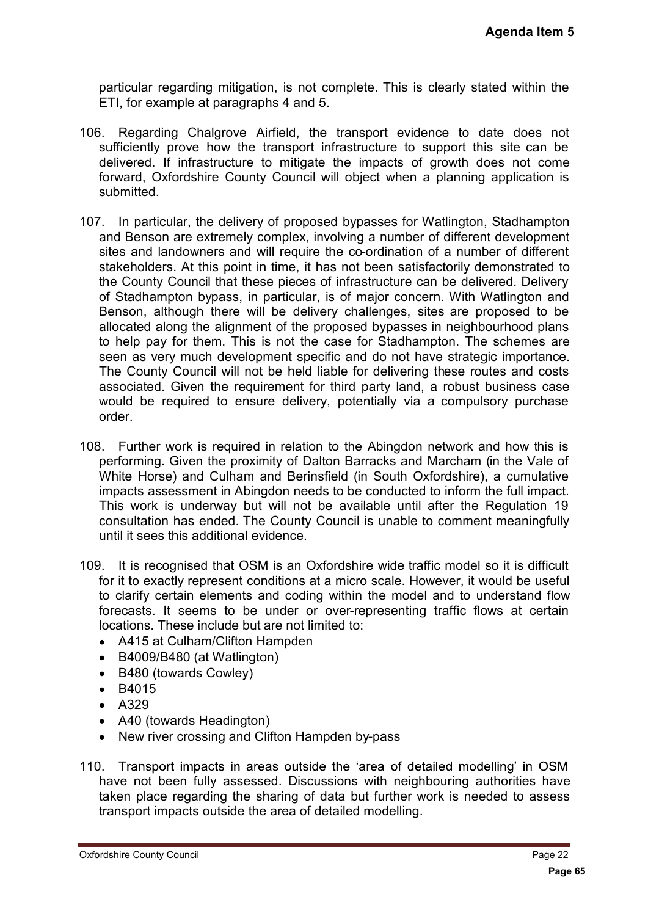particular regarding mitigation, is not complete. This is clearly stated within the ETI, for example at paragraphs 4 and 5.

106. Regarding Chalgrove Airfield, the transport evidence to date does not sufficiently prove how the transport infrastructure to support this site can be delivered. If infrastructure to mitigate the impacts of growth does not come forward, Oxfordshire County Council will object when a planning application is submitted.

107. In particular, the delivery of proposed bypasses for Watlington, Stadhampton and Benson are extremely complex, involving a number of different development sites and landowners and will require the co-ordination of a number of different stakeholders. At this point in time, it has not been satisfactorily demonstrated to the County Council that these pieces of infrastructure can be delivered. Delivery of Stadhampton bypass, in particular, is of major concern. With Watlington and Benson, although there will be delivery challenges, sites are proposed to be allocated along the alignment of the proposed bypasses in neighbourhood plans to help pay for them. This is not the case for Stadhampton. The schemes are seen as very much development specific and do not have strategic importance. The County Council will not be held liable for delivering these routes and costs associated. Given the requirement for third party land, a robust business case would be required to ensure delivery, potentially via a compulsory purchase order.

108. Further work is required in relation to the Abingdon network and how this is performing. Given the proximity of Dalton Barracks and Marcham (in the Vale of White Horse) and Culham and Berinsfield (in South Oxfordshire), a cumulative impacts assessment in Abingdon needs to be conducted to inform the full impact. This work is underway but will not be available until after the Regulation 19 consultation has ended. The County Council is unable to comment meaningfully until it sees this additional evidence.

109. It is recognised that OSM is an Oxfordshire wide traffic model so it is difficult for it to exactly represent conditions at a micro scale. However, it would be useful to clarify certain elements and coding within the model and to understand flow forecasts. It seems to be under or over-representing traffic flows at certain locations. These include but are not limited to:

- A415 at Culham/Clifton Hampden
- B4009/B480 (at Watlington)
- B480 (towards Cowley)
- B4015
- A329
- A40 (towards Headington)
- New river crossing and Clifton Hampden by-pass

110. Transport impacts in areas outside the 'area of detailed modelling' in OSM have not been fully assessed. Discussions with neighbouring authorities have taken place regarding the sharing of data but further work is needed to assess transport impacts outside the area of detailed modelling.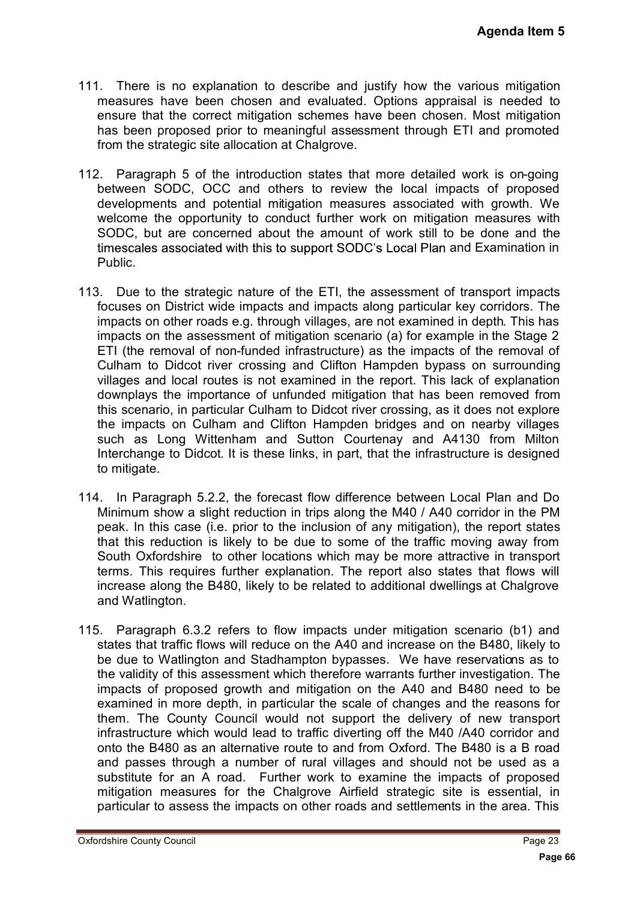111. There is no explanation to describe and justify how the various mitigation measures have been chosen and evaluated. Options appraisal is needed to ensure that the correct mitigation schemes have been chosen. Most mitigation has been proposed prior to meaningful assessment through ETI and promoted from the strategic site allocation at Chalgrove.

112. Paragraph 5 of the introduction states that more detailed work is on-going between SODC, OCC and others to review the local impacts of proposed developments and potential mitigation measures associated with growth. We welcome the opportunity to conduct further work on mitigation measures with SODC, but are concerned about the amount of work still to be done and the timescales associated with this to support SODC's Local Plan and Examination in Public.

113. Due to the strategic nature of the ETI, the assessment of transport impacts focuses on District wide impacts and impacts along particular key corridors. The impacts on other roads e.g. through villages, are not examined in depth. This has impacts on the assessment of mitigation scenario (a) for example in the Stage 2 ETI (the removal of non-funded infrastructure) as the impacts of the removal of Culham to Didcot river crossing and Clifton Hampden bypass on surrounding villages and local routes is not examined in the report. This lack of explanation downplays the importance of unfunded mitigation that has been removed from this scenario, in particular Culham to Didcot river crossing, as it does not explore the impacts on Culham and Clifton Hampden bridges and on nearby villages such as Long Wittenham and Sutton Courtenay and A4130 from Milton Interchange to Didcot. It is these links, in part, that the infrastructure is designed to mitigate.

114. In Paragraph 5.2.2, the forecast flow difference between Local Plan and Do Minimum show a slight reduction in trips along the M40 / A40 corridor in the PM peak. In this case (i.e. prior to the inclusion of any mitigation), the report states that this reduction is likely to be due to some of the traffic moving away from South Oxfordshire to other locations which may be more attractive in transport terms. This requires further explanation. The report also states that flows will increase along the B480, likely to be related to additional dwellings at Chalgrove and Watlington.

115. Paragraph 6.3.2 refers to flow impacts under mitigation scenario (b1) and states that traffic flows will reduce on the A40 and increase on the B480, likely to be due to Watlington and Stadhampton bypasses. We have reservations as to the validity of this assessment which therefore warrants further investigation. The impacts of proposed growth and mitigation on the A40 and B480 need to be examined in more depth, in particular the scale of changes and the reasons for them. The County Council would not support the delivery of new transport infrastructure which would lead to traffic diverting off the M40 /A40 corridor and onto the B480 as an alternative route to and from Oxford. The B480 is a B road and passes through a number of rural villages and should not be used as a substitute for an A road. Further work to examine the impacts of proposed mitigation measures for the Chalgrove Airfield strategic site is essential, in particular to assess the impacts on other roads and settlements in the area. This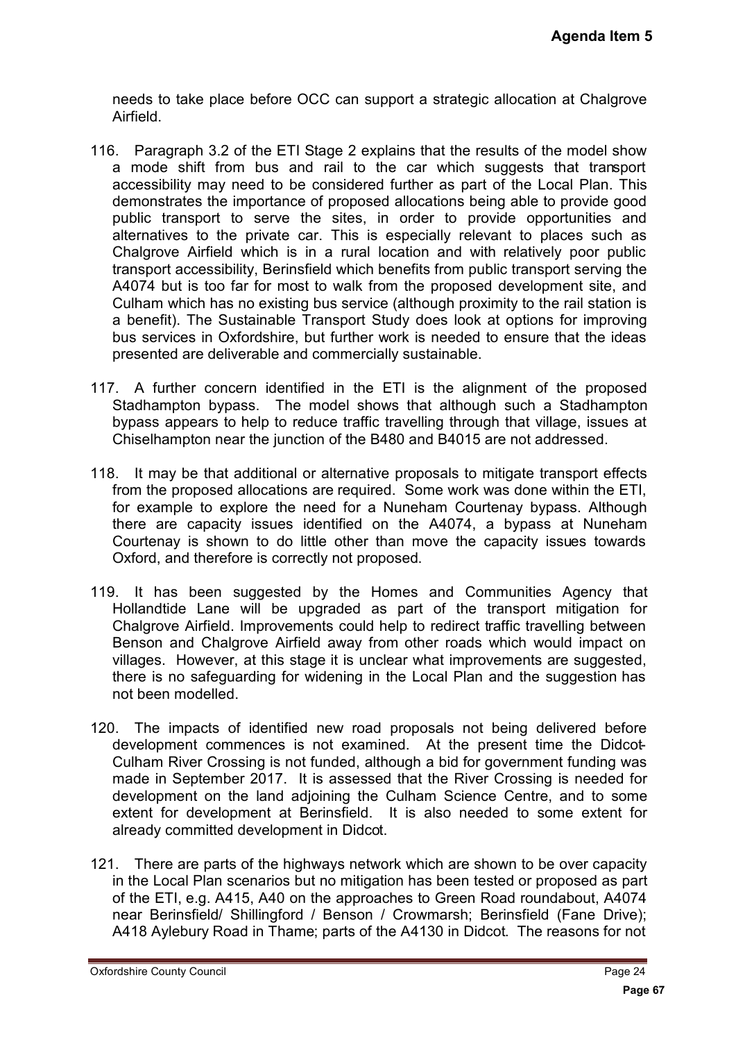needs to take place before OCC can support a strategic allocation at Chalgrove Airfield.

116. Paragraph 3.2 of the ETI Stage 2 explains that the results of the model show a mode shift from bus and rail to the car which suggests that transport accessibility may need to be considered further as part of the Local Plan. This demonstrates the importance of proposed allocations being able to provide good public transport to serve the sites, in order to provide opportunities and alternatives to the private car. This is especially relevant to places such as Chalgrove Airfield which is in a rural location and with relatively poor public transport accessibility, Berinsfield which benefits from public transport serving the A4074 but is too far for most to walk from the proposed development site, and Culham which has no existing bus service (although proximity to the rail station is a benefit). The Sustainable Transport Study does look at options for improving bus services in Oxfordshire, but further work is needed to ensure that the ideas presented are deliverable and commercially sustainable.

117. A further concern identified in the ETI is the alignment of the proposed Stadhampton bypass. The model shows that although such a Stadhampton bypass appears to help to reduce traffic travelling through that village, issues at Chiselhampton near the junction of the B480 and B4015 are not addressed.

118. It may be that additional or alternative proposals to mitigate transport effects from the proposed allocations are required. Some work was done within the ETI, for example to explore the need for a Nuneham Courtenay bypass. Although there are capacity issues identified on the A4074, a bypass at Nuneham Courtenay is shown to do little other than move the capacity issues towards Oxford, and therefore is correctly not proposed.

119. It has been suggested by the Homes and Communities Agency that Hollandtide Lane will be upgraded as part of the transport mitigation for Chalgrove Airfield. Improvements could help to redirect traffic travelling between Benson and Chalgrove Airfield away from other roads which would impact on villages. However, at this stage it is unclear what improvements are suggested, there is no safeguarding for widening in the Local Plan and the suggestion has not been modelled.

120. The impacts of identified new road proposals not being delivered before development commences is not examined. At the present time the Didcot-Culham River Crossing is not funded, although a bid for government funding was made in September 2017. It is assessed that the River Crossing is needed for development on the land adjoining the Culham Science Centre, and to some extent for development at Berinsfield. It is also needed to some extent for already committed development in Didcot.

121. There are parts of the highways network which are shown to be over capacity in the Local Plan scenarios but no mitigation has been tested or proposed as part of the ETI, e.g. A415, A40 on the approaches to Green Road roundabout, A4074 near Berinsfield/ Shillingford / Benson / Crowmarsh; Berinsfield (Fane Drive); A418 Aylebury Road in Thame; parts of the A4130 in Didcot. The reasons for not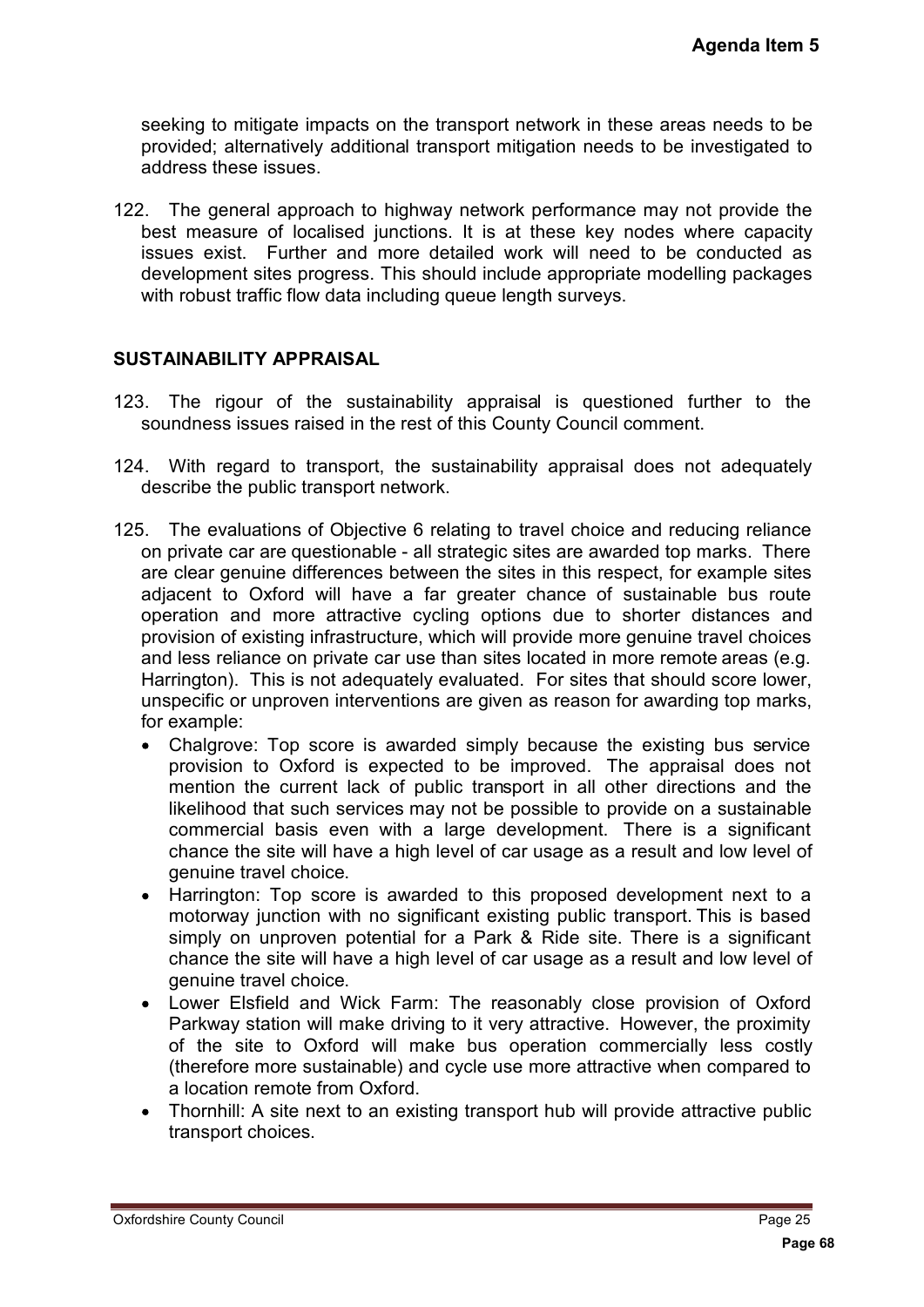seeking to mitigate impacts on the transport network in these areas needs to be provided; alternatively additional transport mitigation needs to be investigated to address these issues.

122. The general approach to highway network performance may not provide the best measure of localised junctions. It is at these key nodes where capacity issues exist. Further and more detailed work will need to be conducted as development sites progress. This should include appropriate modelling packages with robust traffic flow data including queue length surveys.

## SUSTAINABILITY APPRAISAL

123. The rigour of the sustainability appraisal is questioned further to the soundness issues raised in the rest of this County Council comment.

124. With regard to transport, the sustainability appraisal does not adequately describe the public transport network.

125. The evaluations of Objective 6 relating to travel choice and reducing reliance on private car are questionable - all strategic sites are awarded top marks. There are clear genuine differences between the sites in this respect, for example sites adjacent to Oxford will have a far greater chance of sustainable bus route operation and more attractive cycling options due to shorter distances and provision of existing infrastructure, which will provide more genuine travel choices and less reliance on private car use than sites located in more remote areas (e.g. Harrington). This is not adequately evaluated. For sites that should score lower, unspecific or unproven interventions are given as reason for awarding top marks, for example:

- Chalgrove: Top score is awarded simply because the existing bus service provision to Oxford is expected to be improved. The appraisal does not mention the current lack of public transport in all other directions and the likelihood that such services may not be possible to provide on a sustainable commercial basis even with a large development. There is a significant chance the site will have a high level of car usage as a result and low level of genuine travel choice.
- Harrington: Top score is awarded to this proposed development next to a motorway junction with no significant existing public transport. This is based simply on unproven potential for a Park & Ride site. There is a significant chance the site will have a high level of car usage as a result and low level of genuine travel choice.
- Lower Elsfield and Wick Farm: The reasonably close provision of Oxford Parkway station will make driving to it very attractive. However, the proximity of the site to Oxford will make bus operation commercially less costly (therefore more sustainable) and cycle use more attractive when compared to a location remote from Oxford.
- Thornhill: A site next to an existing transport hub will provide attractive public transport choices.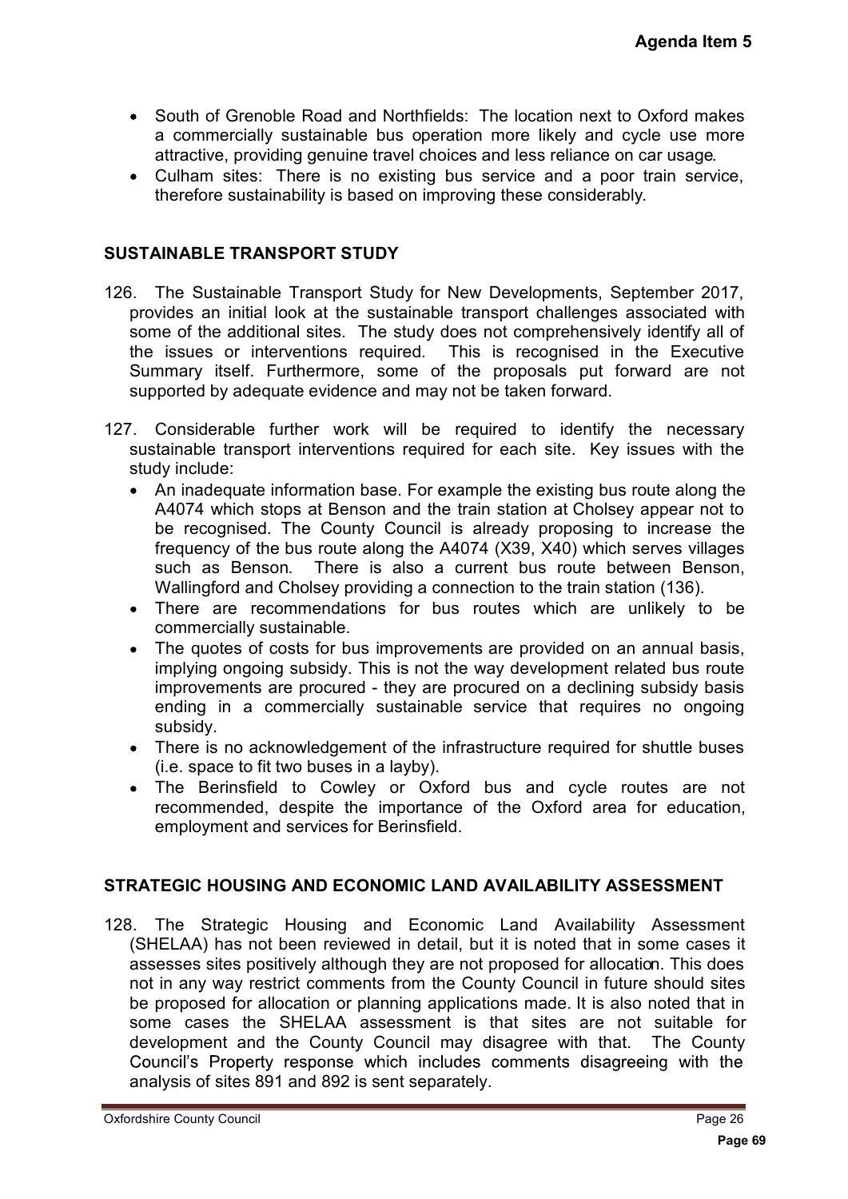- South of Grenoble Road and Northfields: The location next to Oxford makes a commercially sustainable bus operation more likely and cycle use more attractive, providing genuine travel choices and less reliance on car usage.
- Culham sites: There is no existing bus service and a poor train service, therefore sustainability is based on improving these considerably.

## SUSTAINABLE TRANSPORT STUDY

126. The Sustainable Transport Study for New Developments, September 2017, provides an initial look at the sustainable transport challenges associated with some of the additional sites. The study does not comprehensively identify all of the issues or interventions required. This is recognised in the Executive Summary itself. Furthermore, some of the proposals put forward are not supported by adequate evidence and may not be taken forward.

127. Considerable further work will be required to identify the necessary sustainable transport interventions required for each site. Key issues with the study include:
    - An inadequate information base. For example the existing bus route along the A4074 which stops at Benson and the train station at Cholsey appear not to be recognised. The County Council is already proposing to increase the frequency of the bus route along the A4074 (X39, X40) which serves villages such as Benson. There is also a current bus route between Benson, Wallingford and Cholsey providing a connection to the train station (136).
    - There are recommendations for bus routes which are unlikely to be commercially sustainable.
    - The quotes of costs for bus improvements are provided on an annual basis, implying ongoing subsidy. This is not the way development related bus route improvements are procured - they are procured on a declining subsidy basis ending in a commercially sustainable service that requires no ongoing subsidy.
    - There is no acknowledgement of the infrastructure required for shuttle buses (i.e. space to fit two buses in a layby).
    - The Berinsfield to Cowley or Oxford bus and cycle routes are not recommended, despite the importance of the Oxford area for education, employment and services for Berinsfield.

## STRATEGIC HOUSING AND ECONOMIC LAND AVAILABILITY ASSESSMENT

128. The Strategic Housing and Economic Land Availability Assessment (SHELAA) has not been reviewed in detail, but it is noted that in some cases it assesses sites positively although they are not proposed for allocation. This does not in any way restrict comments from the County Council in future should sites be proposed for allocation or planning applications made. It is also noted that in some cases the SHELAA assessment is that sites are not suitable for development and the County Council may disagree with that. The County Council's Property response which includes comments disagreeing with the analysis of sites 891 and 892 is sent separately.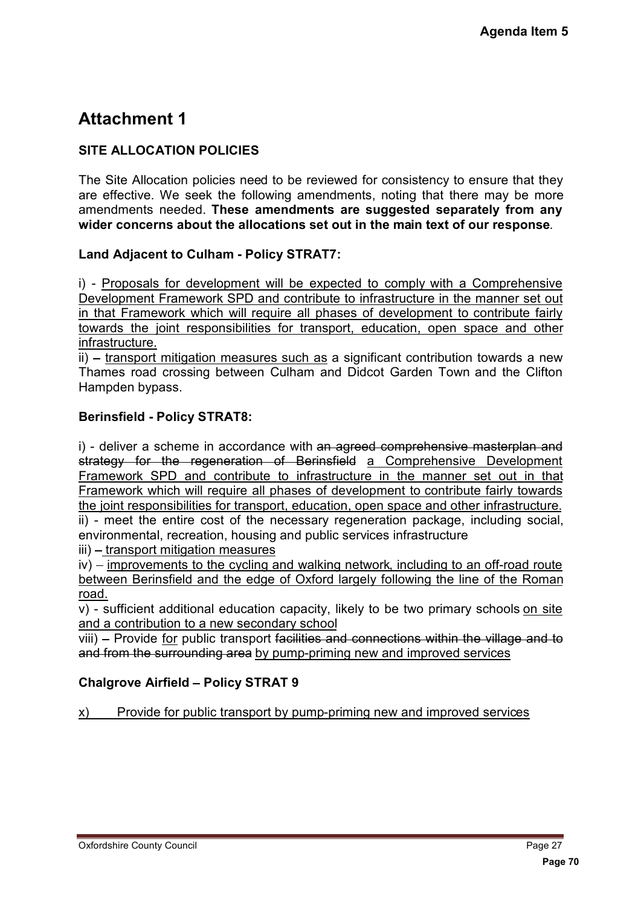# Attachment 1

## SITE ALLOCATION POLICIES

The Site Allocation policies need to be reviewed for consistency to ensure that they are effective. We seek the following amendments, noting that there may be more amendments needed. **These amendments are suggested separately from any wider concerns about the allocations set out in the main text of our response**.

### Land Adjacent to Culham - Policy STRAT7:

i) - <u>Proposals for development will be expected to comply with a Comprehensive Development Framework SPD and contribute to infrastructure in the manner set out in that Framework which will require all phases of development to contribute fairly towards the joint responsibilities for transport, education, open space and other infrastructure.</u>
ii) – <u>transport mitigation measures such as</u> a significant contribution towards a new Thames road crossing between Culham and Didcot Garden Town and the Clifton Hampden bypass.

### Berinsfield - Policy STRAT8:

i) - deliver a scheme in accordance with ~~an agreed comprehensive masterplan and strategy for the regeneration of Berinsfield~~ <u>a Comprehensive Development Framework SPD and contribute to infrastructure in the manner set out in that Framework which will require all phases of development to contribute fairly towards the joint responsibilities for transport, education, open space and other infrastructure.</u>
ii) - meet the entire cost of the necessary regeneration package, including social, environmental, recreation, housing and public services infrastructure
iii) – <u>transport mitigation measures</u>
iv) – <u>improvements to the cycling and walking network, including to an off-road route between Berinsfield and the edge of Oxford largely following the line of the Roman road.</u>
v) - sufficient additional education capacity, likely to be two primary schools <u>on site and a contribution to a new secondary school</u>
viii) – Provide <u>for</u> public transport ~~facilities and connections within the village and to and from the surrounding area~~ <u>by pump-priming new and improved services</u>

### Chalgrove Airfield – Policy STRAT 9

<u>x) Provide for public transport by pump-priming new and improved services</u>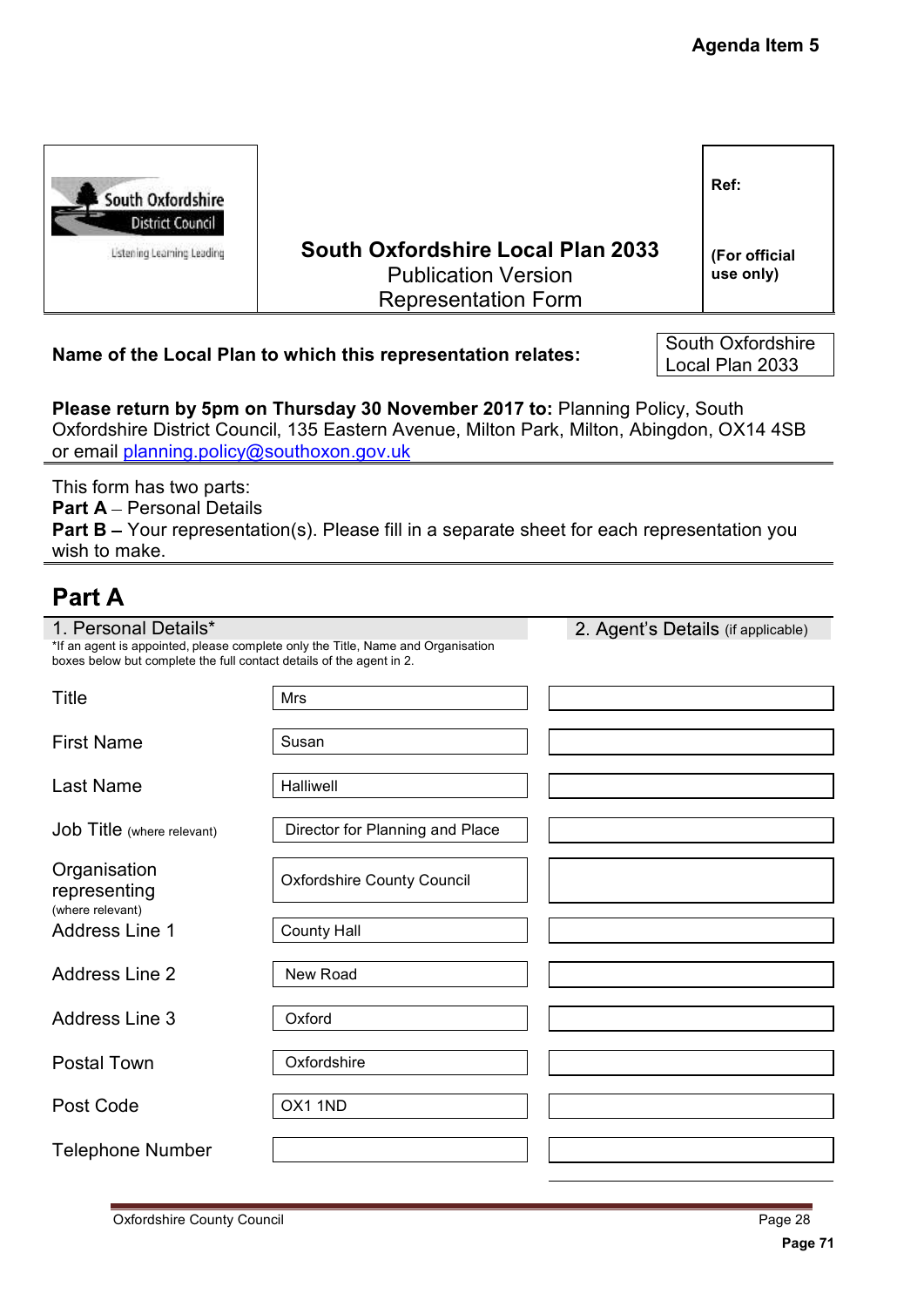Agenda Item 5

| South Oxfordshire District Council<br>Listening Learning Leading | **South Oxfordshire Local Plan 2033**<br>Publication Version<br>Representation Form | **Ref:**<br><br>**(For official use only)** |
|---|---|---|

**Name of the Local Plan to which this representation relates:** South Oxfordshire Local Plan 2033

**Please return by 5pm on Thursday 30 November 2017 to:** Planning Policy, South Oxfordshire District Council, 135 Eastern Avenue, Milton Park, Milton, Abingdon, OX14 4SB or email planning.policy@southoxon.gov.uk

This form has two parts:
**Part A** – Personal Details
**Part B –** Your representation(s). Please fill in a separate sheet for each representation you wish to make.

## Part A

| | 1. Personal Details* | 2. Agent's Details (if applicable) |
|---|---|---|
| Title | Mrs | |
| First Name | Susan | |
| Last Name | Halliwell | |
| Job Title (where relevant) | Director for Planning and Place | |
| Organisation representing (where relevant) | Oxfordshire County Council | |
| Address Line 1 | County Hall | |
| Address Line 2 | New Road | |
| Address Line 3 | Oxford | |
| Postal Town | Oxfordshire | |
| Post Code | OX1 1ND | |
| Telephone Number | | |

*If an agent is appointed, please complete only the Title, Name and Organisation boxes below but complete the full contact details of the agent in 2.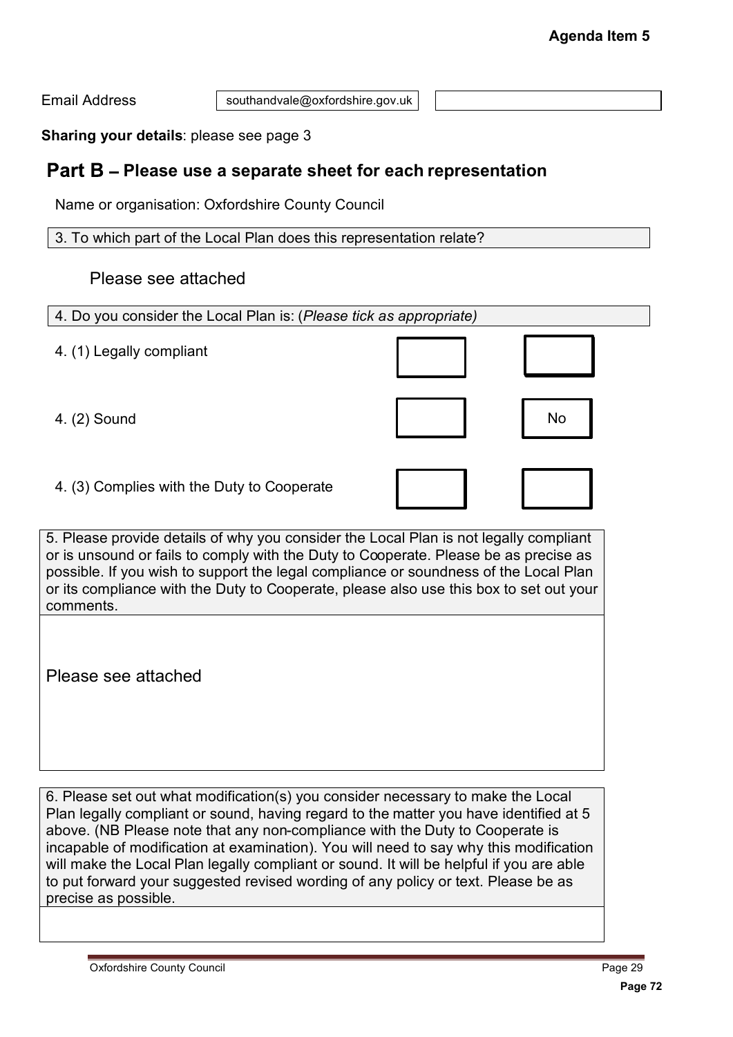Email Address | southandvale@oxfordshire.gov.uk |

**Sharing your details**: please see page 3

## Part B – Please use a separate sheet for each representation

Name or organisation: Oxfordshire County Council

3. To which part of the Local Plan does this representation relate?

Please see attached

4. Do you consider the Local Plan is: (*Please tick as appropriate)*

| | | |
|---|---|---|
| 4. (1) Legally compliant | | |
| 4. (2) Sound | | No |
| 4. (3) Complies with the Duty to Cooperate | | |

5. Please provide details of why you consider the Local Plan is not legally compliant or is unsound or fails to comply with the Duty to Cooperate. Please be as precise as possible. If you wish to support the legal compliance or soundness of the Local Plan or its compliance with the Duty to Cooperate, please also use this box to set out your comments.

Please see attached

6. Please set out what modification(s) you consider necessary to make the Local Plan legally compliant or sound, having regard to the matter you have identified at 5 above. (NB Please note that any non-compliance with the Duty to Cooperate is incapable of modification at examination). You will need to say why this modification will make the Local Plan legally compliant or sound. It will be helpful if you are able to put forward your suggested revised wording of any policy or text. Please be as precise as possible.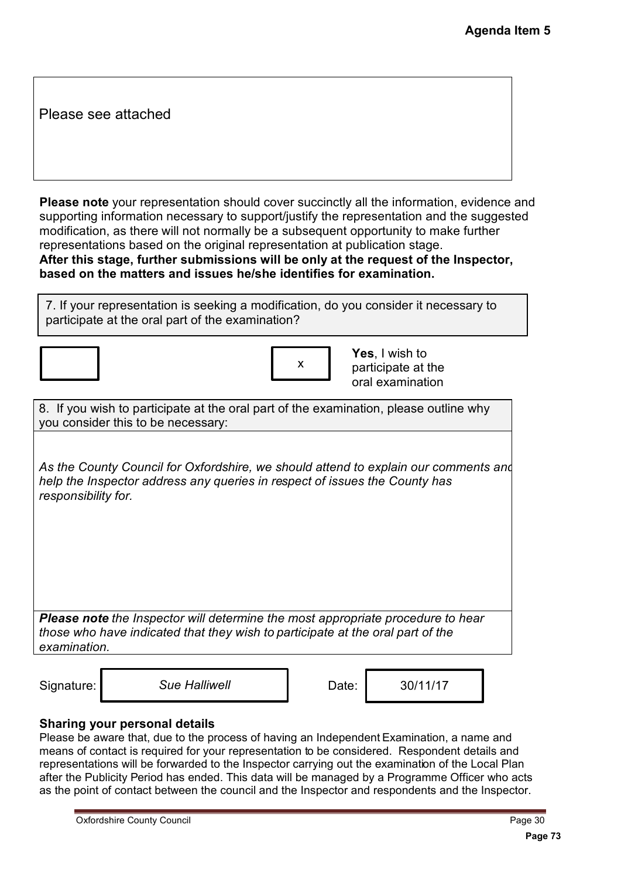Please see attached

**Please note** your representation should cover succinctly all the information, evidence and supporting information necessary to support/justify the representation and the suggested modification, as there will not normally be a subsequent opportunity to make further representations based on the original representation at publication stage.
**After this stage, further submissions will be only at the request of the Inspector, based on the matters and issues he/she identifies for examination.**

7. If your representation is seeking a modification, do you consider it necessary to participate at the oral part of the examination?

| | x | **Yes**, I wish to participate at the oral examination |
|---|---|---|

8. If you wish to participate at the oral part of the examination, please outline why you consider this to be necessary:

*As the County Council for Oxfordshire, we should attend to explain our comments and help the Inspector address any queries in respect of issues the County has responsibility for.*

***Please note*** *the Inspector will determine the most appropriate procedure to hear those who have indicated that they wish to participate at the oral part of the examination.*

Signature: *Sue Halliwell* Date: 30/11/17

**Sharing your personal details**

Please be aware that, due to the process of having an Independent Examination, a name and means of contact is required for your representation to be considered. Respondent details and representations will be forwarded to the Inspector carrying out the examination of the Local Plan after the Publicity Period has ended. This data will be managed by a Programme Officer who acts as the point of contact between the council and the Inspector and respondents and the Inspector.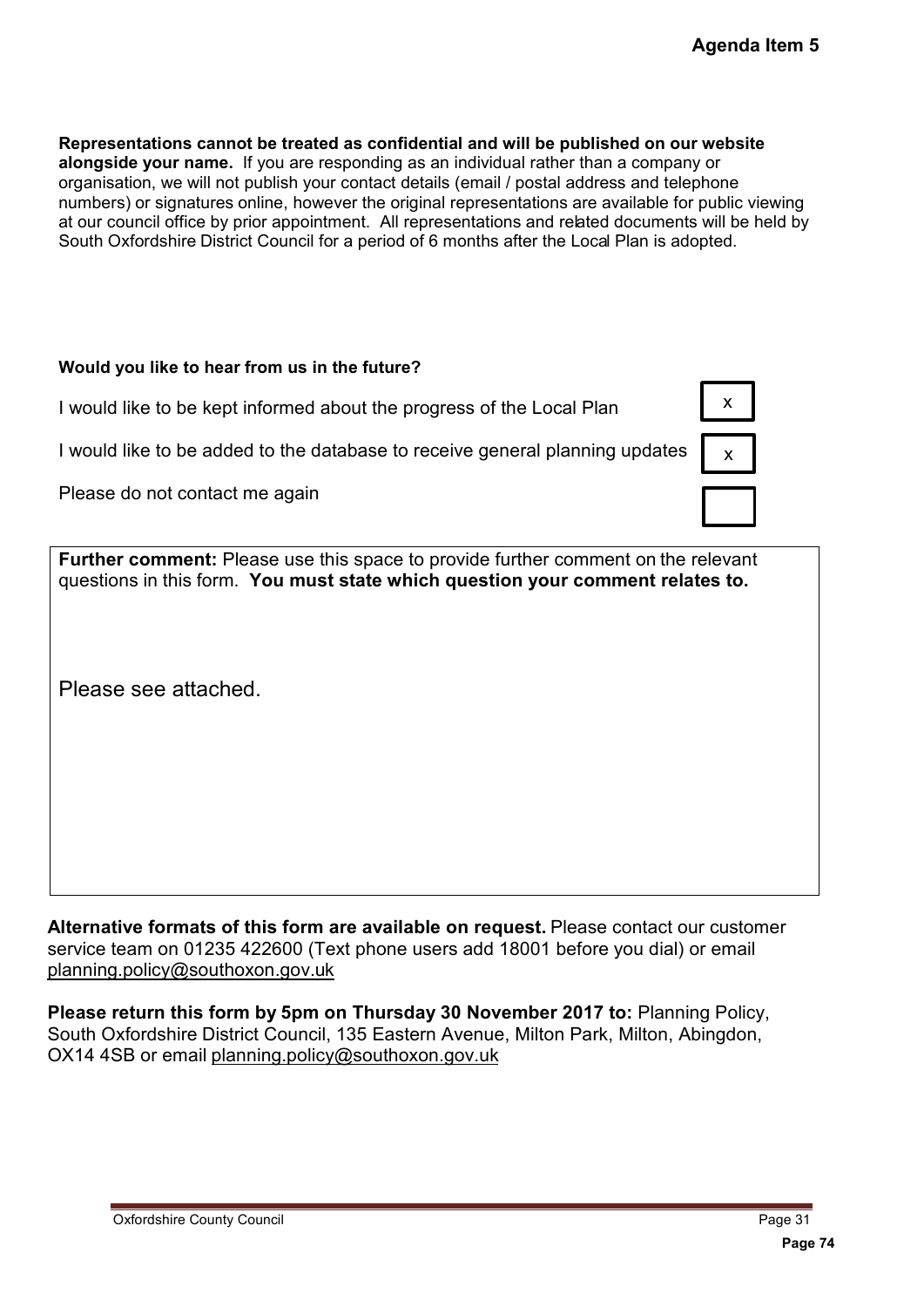**Representations cannot be treated as confidential and will be published on our website alongside your name.** If you are responding as an individual rather than a company or organisation, we will not publish your contact details (email / postal address and telephone numbers) or signatures online, however the original representations are available for public viewing at our council office by prior appointment. All representations and related documents will be held by South Oxfordshire District Council for a period of 6 months after the Local Plan is adopted.

**Would you like to hear from us in the future?**

| | |
|---|---|
| I would like to be kept informed about the progress of the Local Plan | x |
| I would like to be added to the database to receive general planning updates | x |
| Please do not contact me again | |

**Further comment:** Please use this space to provide further comment on the relevant questions in this form. **You must state which question your comment relates to.**

Please see attached.

**Alternative formats of this form are available on request.** Please contact our customer service team on 01235 422600 (Text phone users add 18001 before you dial) or email planning.policy@southoxon.gov.uk

**Please return this form by 5pm on Thursday 30 November 2017 to:** Planning Policy, South Oxfordshire District Council, 135 Eastern Avenue, Milton Park, Milton, Abingdon, OX14 4SB or email planning.policy@southoxon.gov.uk